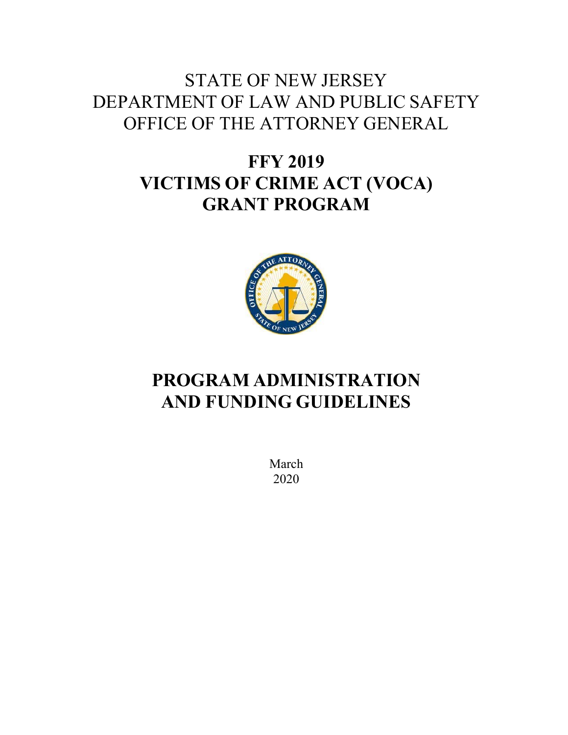# STATE OF NEW JERSEY
# DEPARTMENT OF LAW AND PUBLIC SAFETY
# OFFICE OF THE ATTORNEY GENERAL

## FFY 2019
## VICTIMS OF CRIME ACT (VOCA)
## GRANT PROGRAM

## PROGRAM ADMINISTRATION AND FUNDING GUIDELINES

March
2020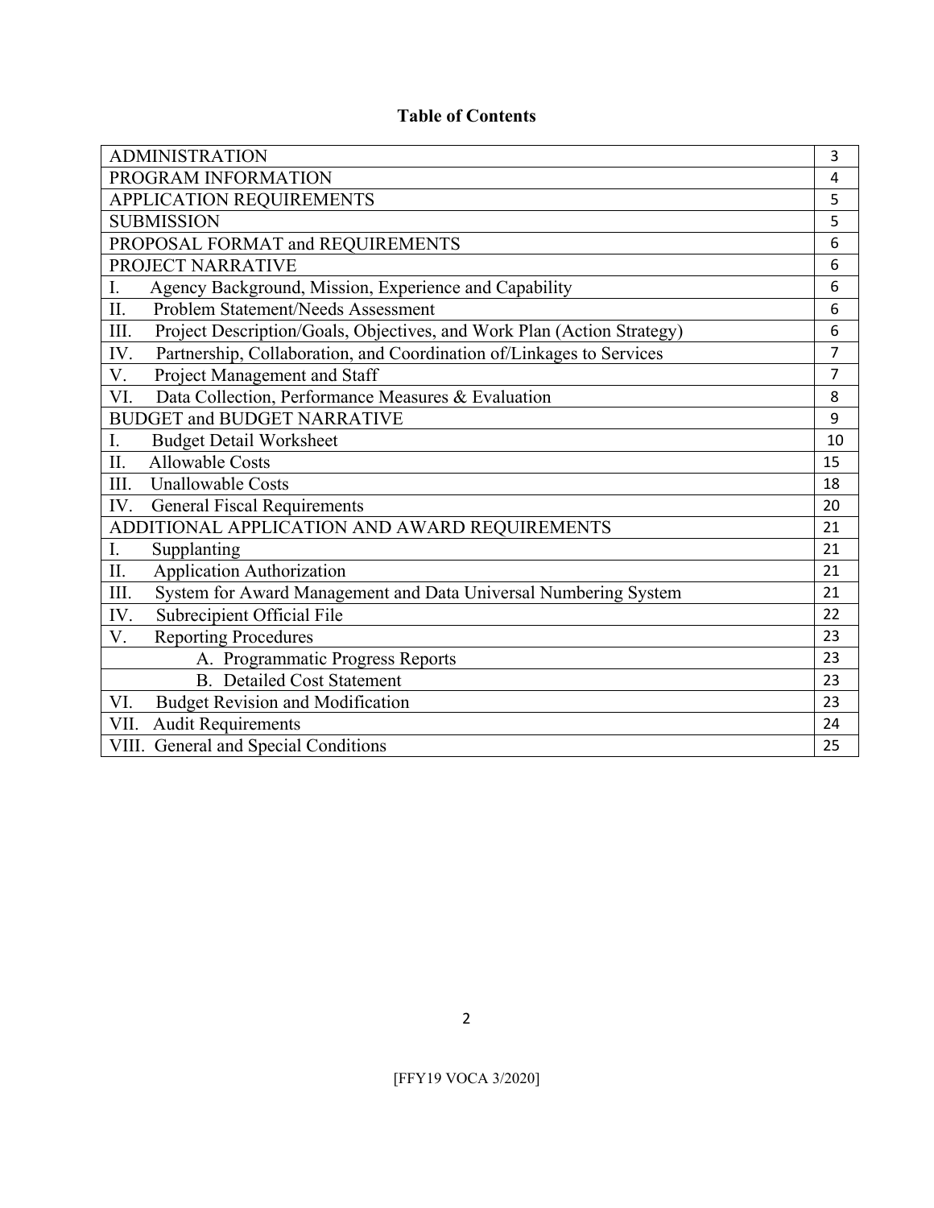# Table of Contents

| | |
|---|---|
| ADMINISTRATION | 3 |
| PROGRAM INFORMATION | 4 |
| APPLICATION REQUIREMENTS | 5 |
| SUBMISSION | 5 |
| PROPOSAL FORMAT and REQUIREMENTS | 6 |
| PROJECT NARRATIVE | 6 |
| I. Agency Background, Mission, Experience and Capability | 6 |
| II. Problem Statement/Needs Assessment | 6 |
| III. Project Description/Goals, Objectives, and Work Plan (Action Strategy) | 6 |
| IV. Partnership, Collaboration, and Coordination of/Linkages to Services | 7 |
| V. Project Management and Staff | 7 |
| VI. Data Collection, Performance Measures & Evaluation | 8 |
| BUDGET and BUDGET NARRATIVE | 9 |
| I. Budget Detail Worksheet | 10 |
| II. Allowable Costs | 15 |
| III. Unallowable Costs | 18 |
| IV. General Fiscal Requirements | 20 |
| ADDITIONAL APPLICATION AND AWARD REQUIREMENTS | 21 |
| I. Supplanting | 21 |
| II. Application Authorization | 21 |
| III. System for Award Management and Data Universal Numbering System | 21 |
| IV. Subrecipient Official File | 22 |
| V. Reporting Procedures | 23 |
| A. Programmatic Progress Reports | 23 |
| B. Detailed Cost Statement | 23 |
| VI. Budget Revision and Modification | 23 |
| VII. Audit Requirements | 24 |
| VIII. General and Special Conditions | 25 |

[FFY19 VOCA 3/2020]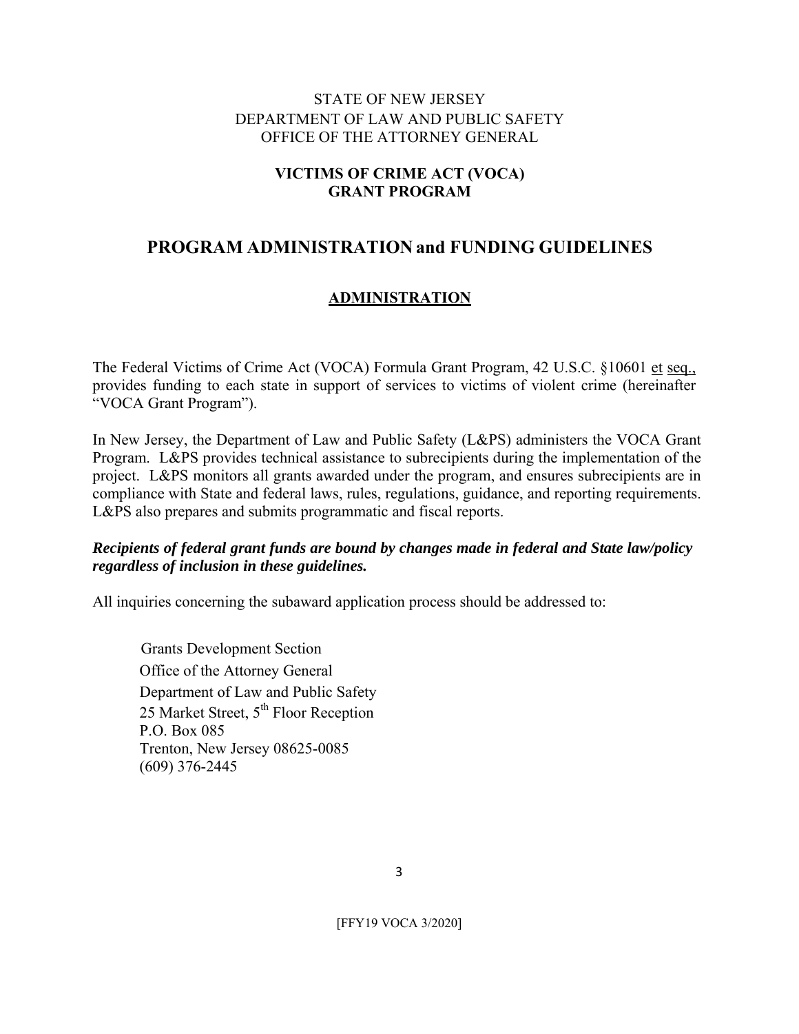STATE OF NEW JERSEY
DEPARTMENT OF LAW AND PUBLIC SAFETY
OFFICE OF THE ATTORNEY GENERAL

**VICTIMS OF CRIME ACT (VOCA)**
**GRANT PROGRAM**

# PROGRAM ADMINISTRATION and FUNDING GUIDELINES

## ADMINISTRATION

The Federal Victims of Crime Act (VOCA) Formula Grant Program, 42 U.S.C. §10601 et seq., provides funding to each state in support of services to victims of violent crime (hereinafter "VOCA Grant Program").

In New Jersey, the Department of Law and Public Safety (L&PS) administers the VOCA Grant Program. L&PS provides technical assistance to subrecipients during the implementation of the project. L&PS monitors all grants awarded under the program, and ensures subrecipients are in compliance with State and federal laws, rules, regulations, guidance, and reporting requirements. L&PS also prepares and submits programmatic and fiscal reports.

***Recipients of federal grant funds are bound by changes made in federal and State law/policy regardless of inclusion in these guidelines.***

All inquiries concerning the subaward application process should be addressed to:

Grants Development Section
Office of the Attorney General
Department of Law and Public Safety
25 Market Street, 5th Floor Reception
P.O. Box 085
Trenton, New Jersey 08625-0085
(609) 376-2445

[FFY19 VOCA 3/2020]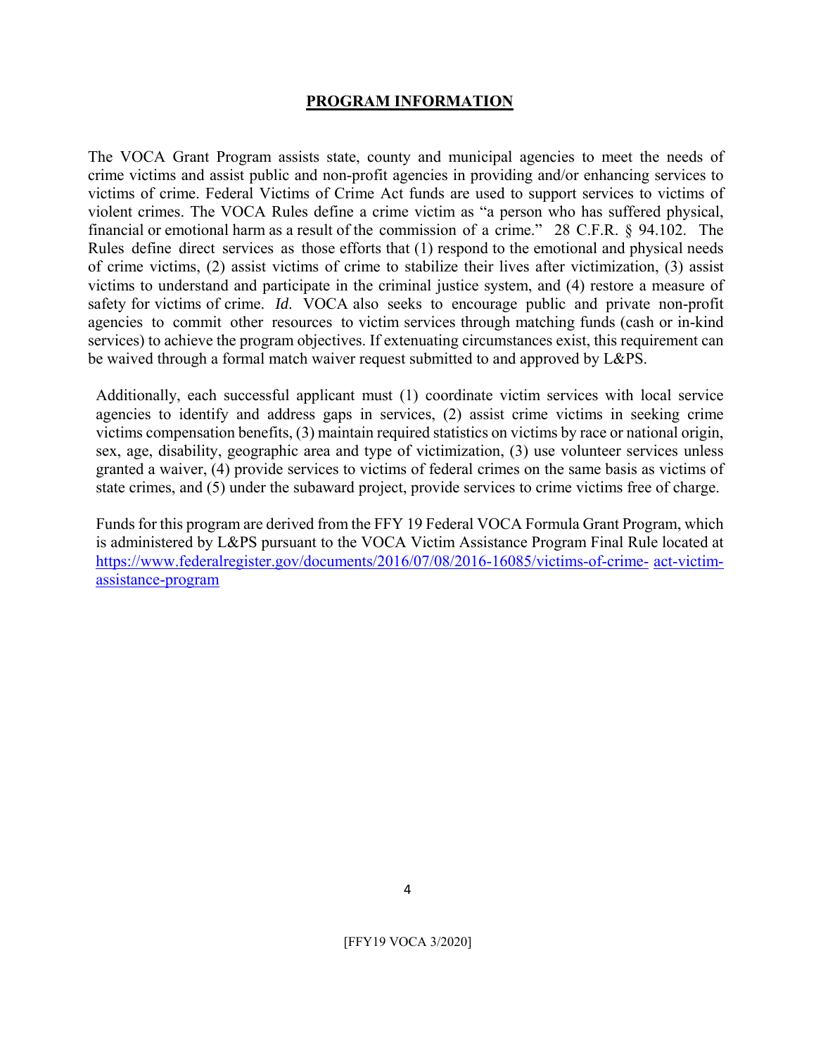## PROGRAM INFORMATION

The VOCA Grant Program assists state, county and municipal agencies to meet the needs of crime victims and assist public and non-profit agencies in providing and/or enhancing services to victims of crime. Federal Victims of Crime Act funds are used to support services to victims of violent crimes. The VOCA Rules define a crime victim as "a person who has suffered physical, financial or emotional harm as a result of the commission of a crime." 28 C.F.R. § 94.102. The Rules define direct services as those efforts that (1) respond to the emotional and physical needs of crime victims, (2) assist victims of crime to stabilize their lives after victimization, (3) assist victims to understand and participate in the criminal justice system, and (4) restore a measure of safety for victims of crime. *Id*. VOCA also seeks to encourage public and private non-profit agencies to commit other resources to victim services through matching funds (cash or in-kind services) to achieve the program objectives. If extenuating circumstances exist, this requirement can be waived through a formal match waiver request submitted to and approved by L&PS.

Additionally, each successful applicant must (1) coordinate victim services with local service agencies to identify and address gaps in services, (2) assist crime victims in seeking crime victims compensation benefits, (3) maintain required statistics on victims by race or national origin, sex, age, disability, geographic area and type of victimization, (3) use volunteer services unless granted a waiver, (4) provide services to victims of federal crimes on the same basis as victims of state crimes, and (5) under the subaward project, provide services to crime victims free of charge.

Funds for this program are derived from the FFY 19 Federal VOCA Formula Grant Program, which is administered by L&PS pursuant to the VOCA Victim Assistance Program Final Rule located at https://www.federalregister.gov/documents/2016/07/08/2016-16085/victims-of-crime-act-victim-assistance-program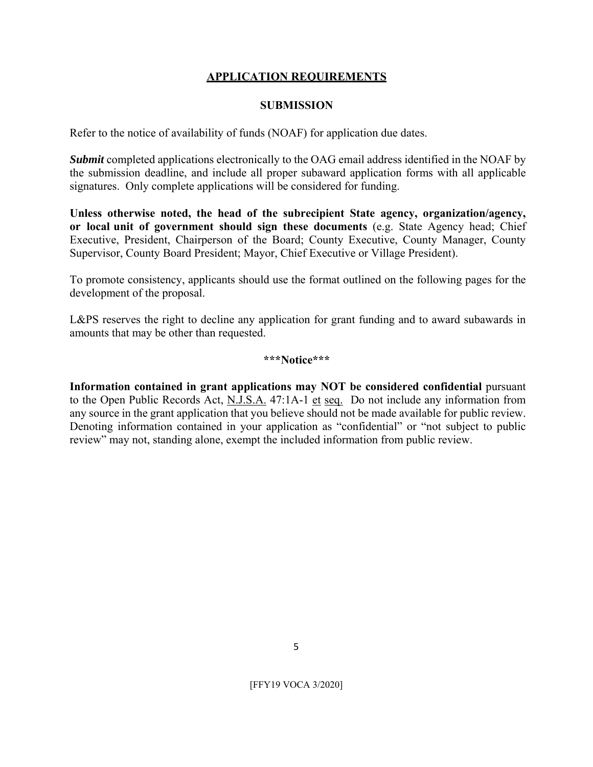## APPLICATION REQUIREMENTS

### SUBMISSION

Refer to the notice of availability of funds (NOAF) for application due dates.

***Submit*** completed applications electronically to the OAG email address identified in the NOAF by the submission deadline, and include all proper subaward application forms with all applicable signatures. Only complete applications will be considered for funding.

**Unless otherwise noted, the head of the subrecipient State agency, organization/agency, or local unit of government should sign these documents** (e.g. State Agency head; Chief Executive, President, Chairperson of the Board; County Executive, County Manager, County Supervisor, County Board President; Mayor, Chief Executive or Village President).

To promote consistency, applicants should use the format outlined on the following pages for the development of the proposal.

L&PS reserves the right to decline any application for grant funding and to award subawards in amounts that may be other than requested.

**\*\*\*Notice\*\*\***

**Information contained in grant applications may NOT be considered confidential** pursuant to the Open Public Records Act, N.J.S.A. 47:1A-1 et seq. Do not include any information from any source in the grant application that you believe should not be made available for public review. Denoting information contained in your application as "confidential" or "not subject to public review" may not, standing alone, exempt the included information from public review.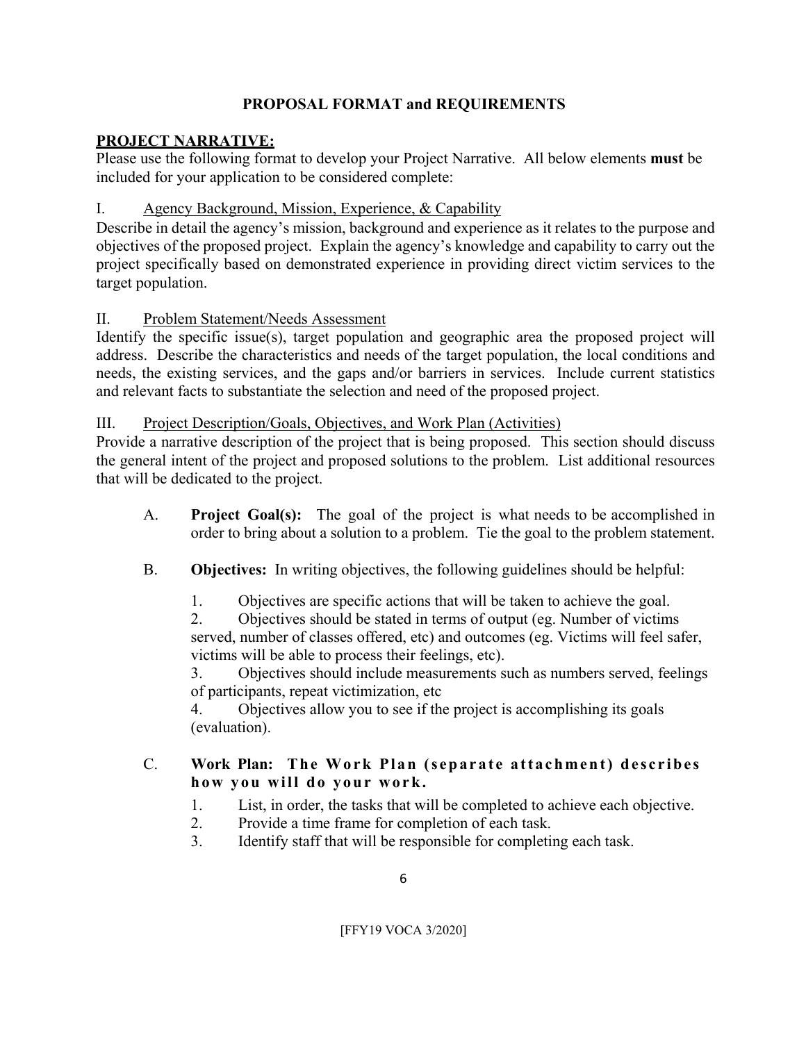# PROPOSAL FORMAT and REQUIREMENTS

## PROJECT NARRATIVE:

Please use the following format to develop your Project Narrative. All below elements **must** be included for your application to be considered complete:

### I. Agency Background, Mission, Experience, & Capability

Describe in detail the agency's mission, background and experience as it relates to the purpose and objectives of the proposed project. Explain the agency's knowledge and capability to carry out the project specifically based on demonstrated experience in providing direct victim services to the target population.

### II. Problem Statement/Needs Assessment

Identify the specific issue(s), target population and geographic area the proposed project will address. Describe the characteristics and needs of the target population, the local conditions and needs, the existing services, and the gaps and/or barriers in services. Include current statistics and relevant facts to substantiate the selection and need of the proposed project.

### III. Project Description/Goals, Objectives, and Work Plan (Activities)

Provide a narrative description of the project that is being proposed. This section should discuss the general intent of the project and proposed solutions to the problem. List additional resources that will be dedicated to the project.

A. **Project Goal(s):** The goal of the project is what needs to be accomplished in order to bring about a solution to a problem. Tie the goal to the problem statement.

B. **Objectives:** In writing objectives, the following guidelines should be helpful:

1. Objectives are specific actions that will be taken to achieve the goal.
2. Objectives should be stated in terms of output (eg. Number of victims served, number of classes offered, etc) and outcomes (eg. Victims will feel safer, victims will be able to process their feelings, etc).
3. Objectives should include measurements such as numbers served, feelings of participants, repeat victimization, etc
4. Objectives allow you to see if the project is accomplishing its goals (evaluation).

C. **Work Plan: The Work Plan (separate attachment) describes how you will do your work.**

1. List, in order, the tasks that will be completed to achieve each objective.
2. Provide a time frame for completion of each task.
3. Identify staff that will be responsible for completing each task.

[FFY19 VOCA 3/2020]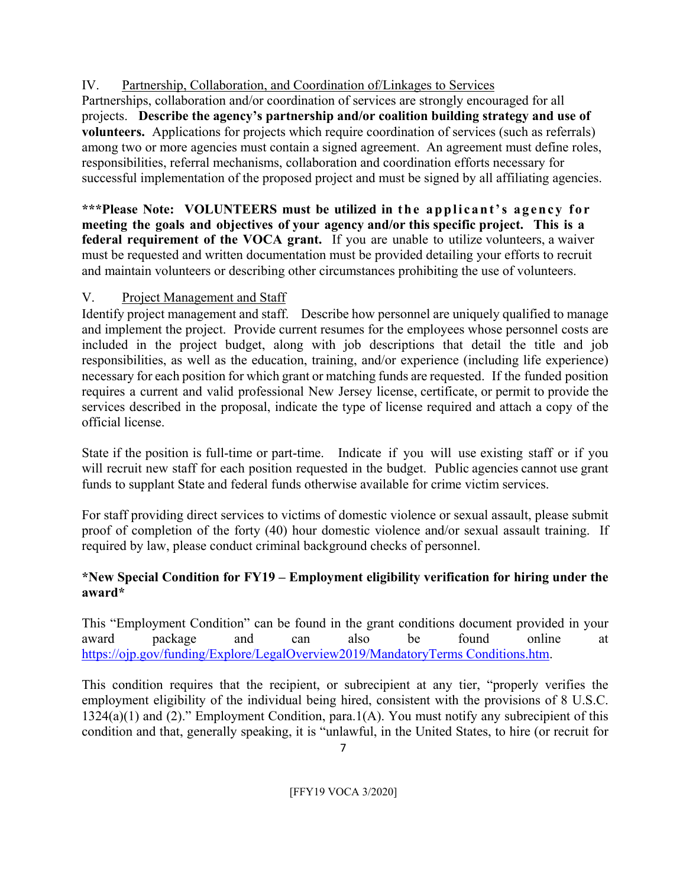IV. Partnership, Collaboration, and Coordination of/Linkages to Services

Partnerships, collaboration and/or coordination of services are strongly encouraged for all projects. **Describe the agency's partnership and/or coalition building strategy and use of volunteers.** Applications for projects which require coordination of services (such as referrals) among two or more agencies must contain a signed agreement. An agreement must define roles, responsibilities, referral mechanisms, collaboration and coordination efforts necessary for successful implementation of the proposed project and must be signed by all affiliating agencies.

**\*\*\*Please Note: VOLUNTEERS must be utilized in the applicant's agency for meeting the goals and objectives of your agency and/or this specific project. This is a federal requirement of the VOCA grant.** If you are unable to utilize volunteers, a waiver must be requested and written documentation must be provided detailing your efforts to recruit and maintain volunteers or describing other circumstances prohibiting the use of volunteers.

V. Project Management and Staff

Identify project management and staff. Describe how personnel are uniquely qualified to manage and implement the project. Provide current resumes for the employees whose personnel costs are included in the project budget, along with job descriptions that detail the title and job responsibilities, as well as the education, training, and/or experience (including life experience) necessary for each position for which grant or matching funds are requested. If the funded position requires a current and valid professional New Jersey license, certificate, or permit to provide the services described in the proposal, indicate the type of license required and attach a copy of the official license.

State if the position is full-time or part-time. Indicate if you will use existing staff or if you will recruit new staff for each position requested in the budget. Public agencies cannot use grant funds to supplant State and federal funds otherwise available for crime victim services.

For staff providing direct services to victims of domestic violence or sexual assault, please submit proof of completion of the forty (40) hour domestic violence and/or sexual assault training. If required by law, please conduct criminal background checks of personnel.

**\*New Special Condition for FY19 – Employment eligibility verification for hiring under the award\***

This "Employment Condition" can be found in the grant conditions document provided in your award package and can also be found online at https://ojp.gov/funding/Explore/LegalOverview2019/MandatoryTerms Conditions.htm.

This condition requires that the recipient, or subrecipient at any tier, "properly verifies the employment eligibility of the individual being hired, consistent with the provisions of 8 U.S.C. 1324(a)(1) and (2)." Employment Condition, para.1(A). You must notify any subrecipient of this condition and that, generally speaking, it is "unlawful, in the United States, to hire (or recruit for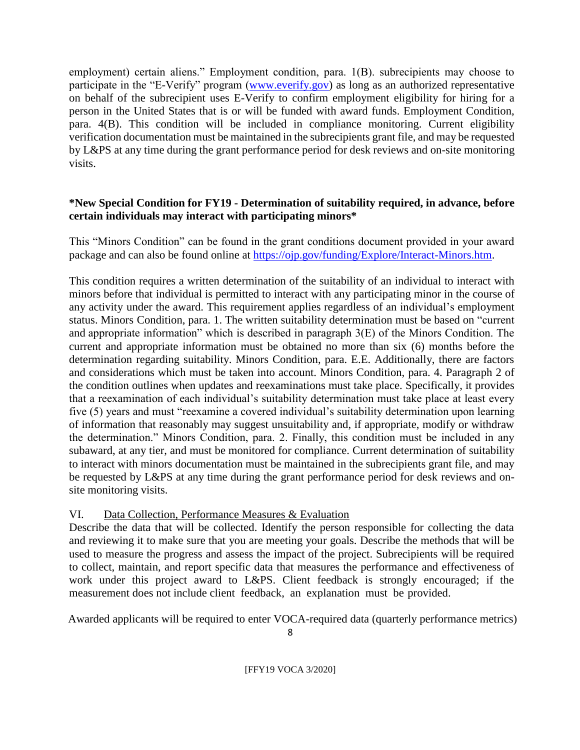employment) certain aliens." Employment condition, para. 1(B). subrecipients may choose to participate in the "E-Verify" program ([www.everify.gov](http://www.everify.gov)) as long as an authorized representative on behalf of the subrecipient uses E-Verify to confirm employment eligibility for hiring for a person in the United States that is or will be funded with award funds. Employment Condition, para. 4(B). This condition will be included in compliance monitoring. Current eligibility verification documentation must be maintained in the subrecipients grant file, and may be requested by L&PS at any time during the grant performance period for desk reviews and on-site monitoring visits.

**\*New Special Condition for FY19 - Determination of suitability required, in advance, before certain individuals may interact with participating minors\***

This "Minors Condition" can be found in the grant conditions document provided in your award package and can also be found online at [https://ojp.gov/funding/Explore/Interact-Minors.htm](https://ojp.gov/funding/Explore/Interact-Minors.htm).

This condition requires a written determination of the suitability of an individual to interact with minors before that individual is permitted to interact with any participating minor in the course of any activity under the award. This requirement applies regardless of an individual's employment status. Minors Condition, para. 1. The written suitability determination must be based on "current and appropriate information" which is described in paragraph 3(E) of the Minors Condition. The current and appropriate information must be obtained no more than six (6) months before the determination regarding suitability. Minors Condition, para. E.E. Additionally, there are factors and considerations which must be taken into account. Minors Condition, para. 4. Paragraph 2 of the condition outlines when updates and reexaminations must take place. Specifically, it provides that a reexamination of each individual's suitability determination must take place at least every five (5) years and must "reexamine a covered individual's suitability determination upon learning of information that reasonably may suggest unsuitability and, if appropriate, modify or withdraw the determination." Minors Condition, para. 2. Finally, this condition must be included in any subaward, at any tier, and must be monitored for compliance. Current determination of suitability to interact with minors documentation must be maintained in the subrecipients grant file, and may be requested by L&PS at any time during the grant performance period for desk reviews and on-site monitoring visits.

VI. <u>Data Collection, Performance Measures & Evaluation</u>

Describe the data that will be collected. Identify the person responsible for collecting the data and reviewing it to make sure that you are meeting your goals. Describe the methods that will be used to measure the progress and assess the impact of the project. Subrecipients will be required to collect, maintain, and report specific data that measures the performance and effectiveness of work under this project award to L&PS. Client feedback is strongly encouraged; if the measurement does not include client feedback, an explanation must be provided.

Awarded applicants will be required to enter VOCA-required data (quarterly performance metrics)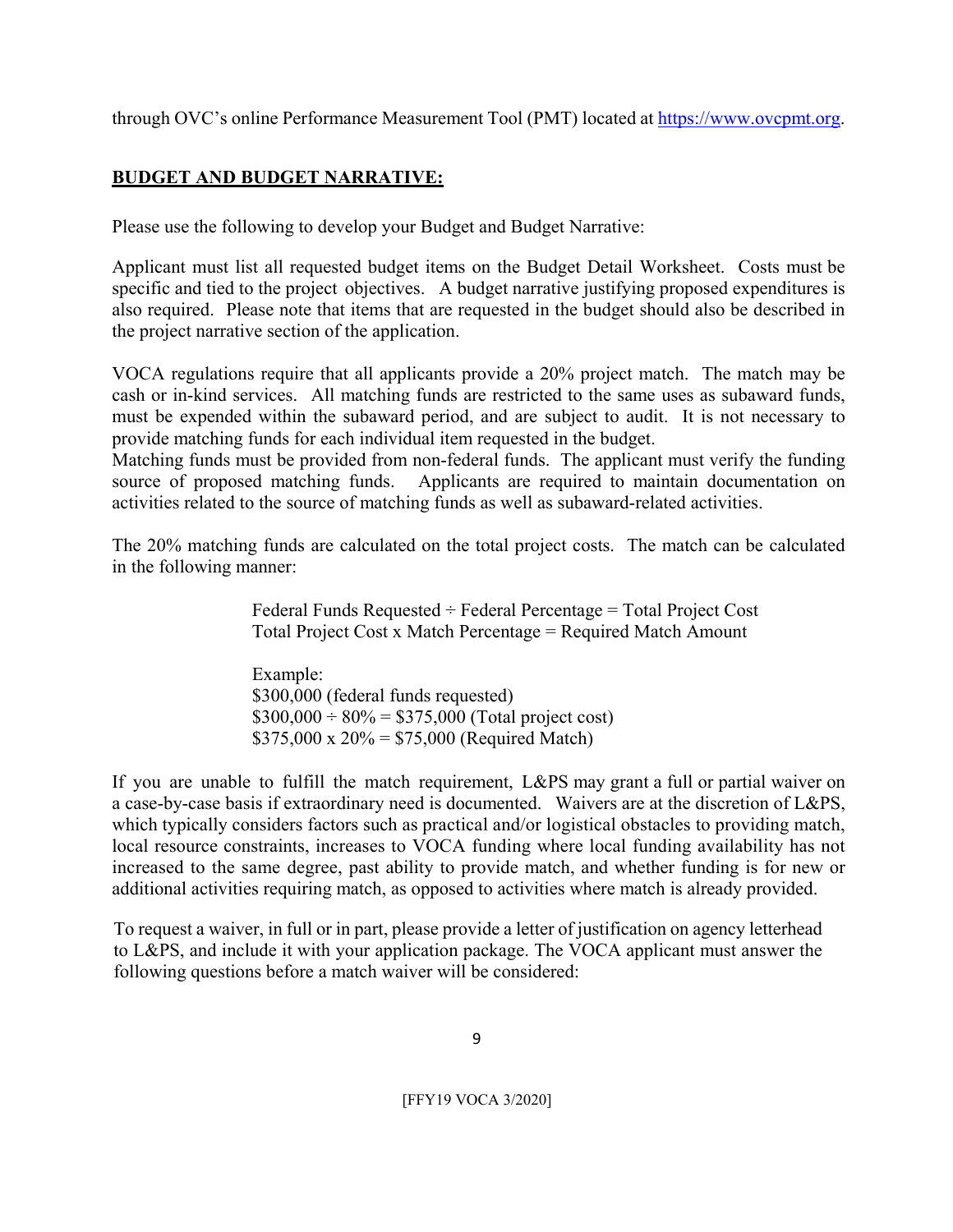through OVC's online Performance Measurement Tool (PMT) located at https://www.ovcpmt.org.

## **BUDGET AND BUDGET NARRATIVE:**

Please use the following to develop your Budget and Budget Narrative:

Applicant must list all requested budget items on the Budget Detail Worksheet. Costs must be specific and tied to the project objectives. A budget narrative justifying proposed expenditures is also required. Please note that items that are requested in the budget should also be described in the project narrative section of the application.

VOCA regulations require that all applicants provide a 20% project match. The match may be cash or in-kind services. All matching funds are restricted to the same uses as subaward funds, must be expended within the subaward period, and are subject to audit. It is not necessary to provide matching funds for each individual item requested in the budget.
Matching funds must be provided from non-federal funds. The applicant must verify the funding source of proposed matching funds. Applicants are required to maintain documentation on activities related to the source of matching funds as well as subaward-related activities.

The 20% matching funds are calculated on the total project costs. The match can be calculated in the following manner:

> Federal Funds Requested ÷ Federal Percentage = Total Project Cost
> Total Project Cost x Match Percentage = Required Match Amount
>
> Example:
> \$300,000 (federal funds requested)
> \$300,000 ÷ 80% = \$375,000 (Total project cost)
> \$375,000 x 20% = \$75,000 (Required Match)

If you are unable to fulfill the match requirement, L&PS may grant a full or partial waiver on a case-by-case basis if extraordinary need is documented. Waivers are at the discretion of L&PS, which typically considers factors such as practical and/or logistical obstacles to providing match, local resource constraints, increases to VOCA funding where local funding availability has not increased to the same degree, past ability to provide match, and whether funding is for new or additional activities requiring match, as opposed to activities where match is already provided.

To request a waiver, in full or in part, please provide a letter of justification on agency letterhead to L&PS, and include it with your application package. The VOCA applicant must answer the following questions before a match waiver will be considered: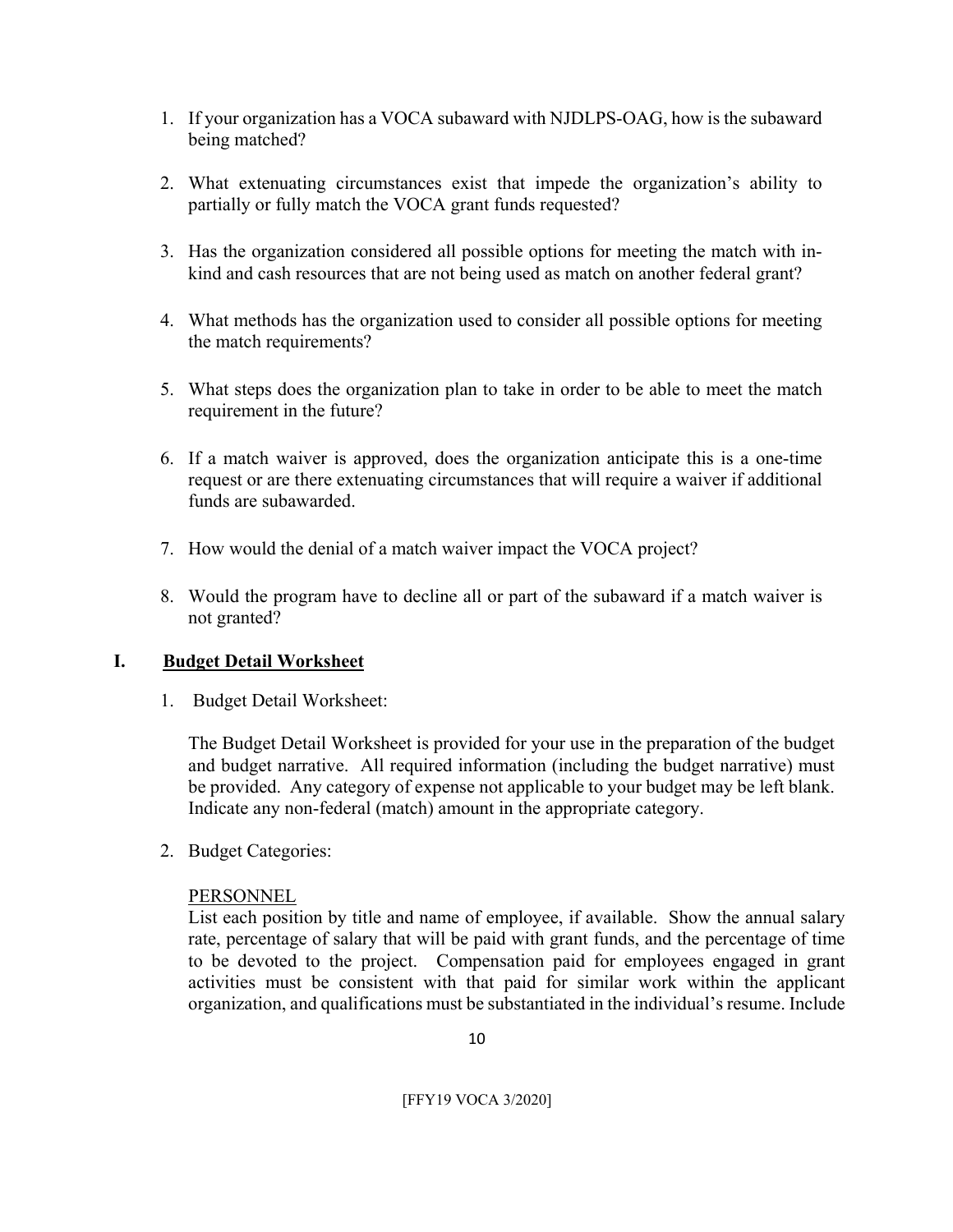1. If your organization has a VOCA subaward with NJDLPS-OAG, how is the subaward being matched?
2. What extenuating circumstances exist that impede the organization's ability to partially or fully match the VOCA grant funds requested?
3. Has the organization considered all possible options for meeting the match with in-kind and cash resources that are not being used as match on another federal grant?
4. What methods has the organization used to consider all possible options for meeting the match requirements?
5. What steps does the organization plan to take in order to be able to meet the match requirement in the future?
6. If a match waiver is approved, does the organization anticipate this is a one-time request or are there extenuating circumstances that will require a waiver if additional funds are subawarded.
7. How would the denial of a match waiver impact the VOCA project?
8. Would the program have to decline all or part of the subaward if a match waiver is not granted?

## I. <u>Budget Detail Worksheet</u>

1. Budget Detail Worksheet:

   The Budget Detail Worksheet is provided for your use in the preparation of the budget and budget narrative. All required information (including the budget narrative) must be provided. Any category of expense not applicable to your budget may be left blank. Indicate any non-federal (match) amount in the appropriate category.

2. Budget Categories:

   <u>PERSONNEL</u>
   List each position by title and name of employee, if available. Show the annual salary rate, percentage of salary that will be paid with grant funds, and the percentage of time to be devoted to the project. Compensation paid for employees engaged in grant activities must be consistent with that paid for similar work within the applicant organization, and qualifications must be substantiated in the individual's resume. Include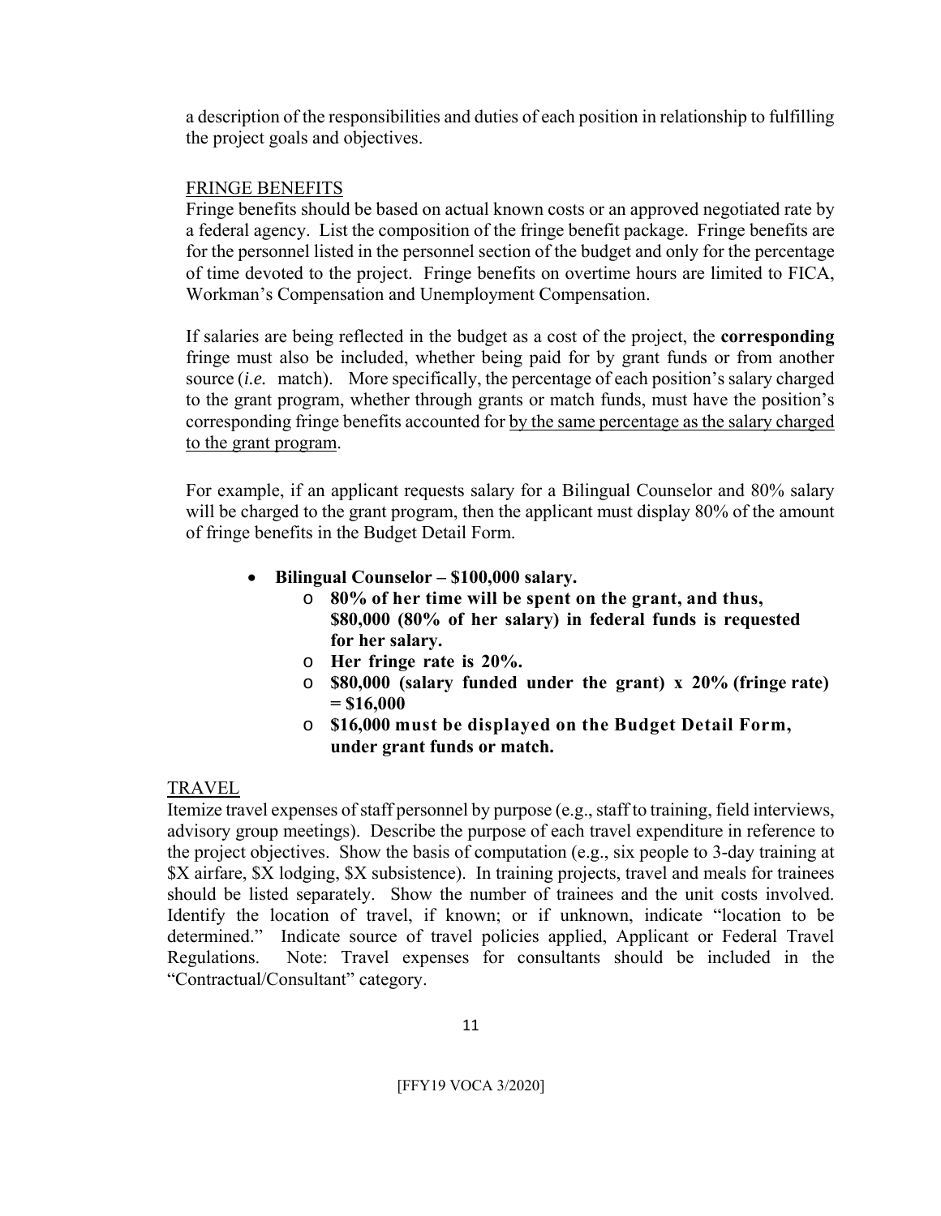a description of the responsibilities and duties of each position in relationship to fulfilling the project goals and objectives.

<u>FRINGE BENEFITS</u>

Fringe benefits should be based on actual known costs or an approved negotiated rate by a federal agency. List the composition of the fringe benefit package. Fringe benefits are for the personnel listed in the personnel section of the budget and only for the percentage of time devoted to the project. Fringe benefits on overtime hours are limited to FICA, Workman's Compensation and Unemployment Compensation.

If salaries are being reflected in the budget as a cost of the project, the **corresponding** fringe must also be included, whether being paid for by grant funds or from another source (*i.e.* match). More specifically, the percentage of each position's salary charged to the grant program, whether through grants or match funds, must have the position's corresponding fringe benefits accounted for <u>by the same percentage as the salary charged to the grant program</u>.

For example, if an applicant requests salary for a Bilingual Counselor and 80% salary will be charged to the grant program, then the applicant must display 80% of the amount of fringe benefits in the Budget Detail Form.

- **Bilingual Counselor – $100,000 salary.**
  - **80% of her time will be spent on the grant, and thus, $80,000 (80% of her salary) in federal funds is requested for her salary.**
  - **Her fringe rate is 20%.**
  - **$80,000 (salary funded under the grant) x 20% (fringe rate) = $16,000**
  - **$16,000 must be displayed on the Budget Detail Form, under grant funds or match.**

<u>TRAVEL</u>

Itemize travel expenses of staff personnel by purpose (e.g., staff to training, field interviews, advisory group meetings). Describe the purpose of each travel expenditure in reference to the project objectives. Show the basis of computation (e.g., six people to 3-day training at $X airfare, $X lodging, $X subsistence). In training projects, travel and meals for trainees should be listed separately. Show the number of trainees and the unit costs involved. Identify the location of travel, if known; or if unknown, indicate "location to be determined." Indicate source of travel policies applied, Applicant or Federal Travel Regulations. Note: Travel expenses for consultants should be included in the "Contractual/Consultant" category.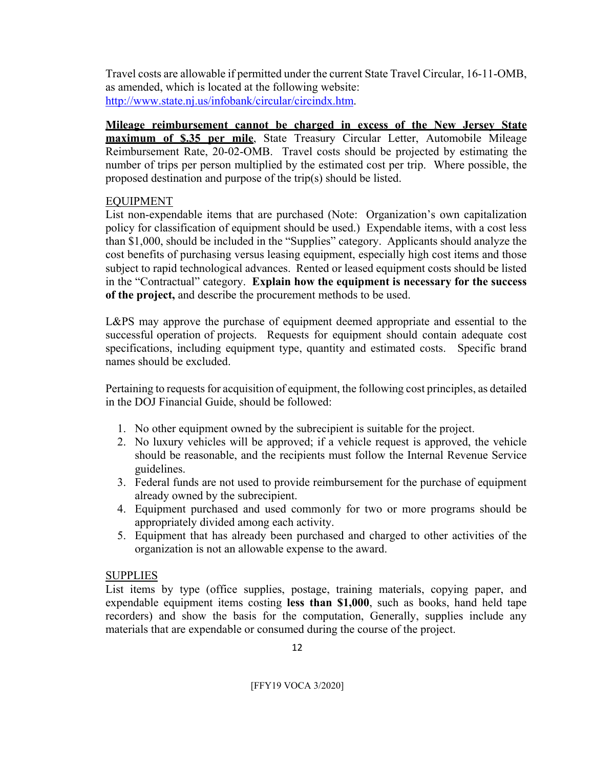Travel costs are allowable if permitted under the current State Travel Circular, 16-11-OMB, as amended, which is located at the following website: [http://www.state.nj.us/infobank/circular/circindx.htm](http://www.state.nj.us/infobank/circular/circindx.htm).

**Mileage reimbursement cannot be charged in excess of the New Jersey State maximum of $.35 per mile**, State Treasury Circular Letter, Automobile Mileage Reimbursement Rate, 20-02-OMB. Travel costs should be projected by estimating the number of trips per person multiplied by the estimated cost per trip. Where possible, the proposed destination and purpose of the trip(s) should be listed.

EQUIPMENT

List non-expendable items that are purchased (Note: Organization's own capitalization policy for classification of equipment should be used.) Expendable items, with a cost less than $1,000, should be included in the "Supplies" category. Applicants should analyze the cost benefits of purchasing versus leasing equipment, especially high cost items and those subject to rapid technological advances. Rented or leased equipment costs should be listed in the "Contractual" category. **Explain how the equipment is necessary for the success of the project,** and describe the procurement methods to be used.

L&PS may approve the purchase of equipment deemed appropriate and essential to the successful operation of projects. Requests for equipment should contain adequate cost specifications, including equipment type, quantity and estimated costs. Specific brand names should be excluded.

Pertaining to requests for acquisition of equipment, the following cost principles, as detailed in the DOJ Financial Guide, should be followed:

1. No other equipment owned by the subrecipient is suitable for the project.
2. No luxury vehicles will be approved; if a vehicle request is approved, the vehicle should be reasonable, and the recipients must follow the Internal Revenue Service guidelines.
3. Federal funds are not used to provide reimbursement for the purchase of equipment already owned by the subrecipient.
4. Equipment purchased and used commonly for two or more programs should be appropriately divided among each activity.
5. Equipment that has already been purchased and charged to other activities of the organization is not an allowable expense to the award.

SUPPLIES

List items by type (office supplies, postage, training materials, copying paper, and expendable equipment items costing **less than $1,000**, such as books, hand held tape recorders) and show the basis for the computation, Generally, supplies include any materials that are expendable or consumed during the course of the project.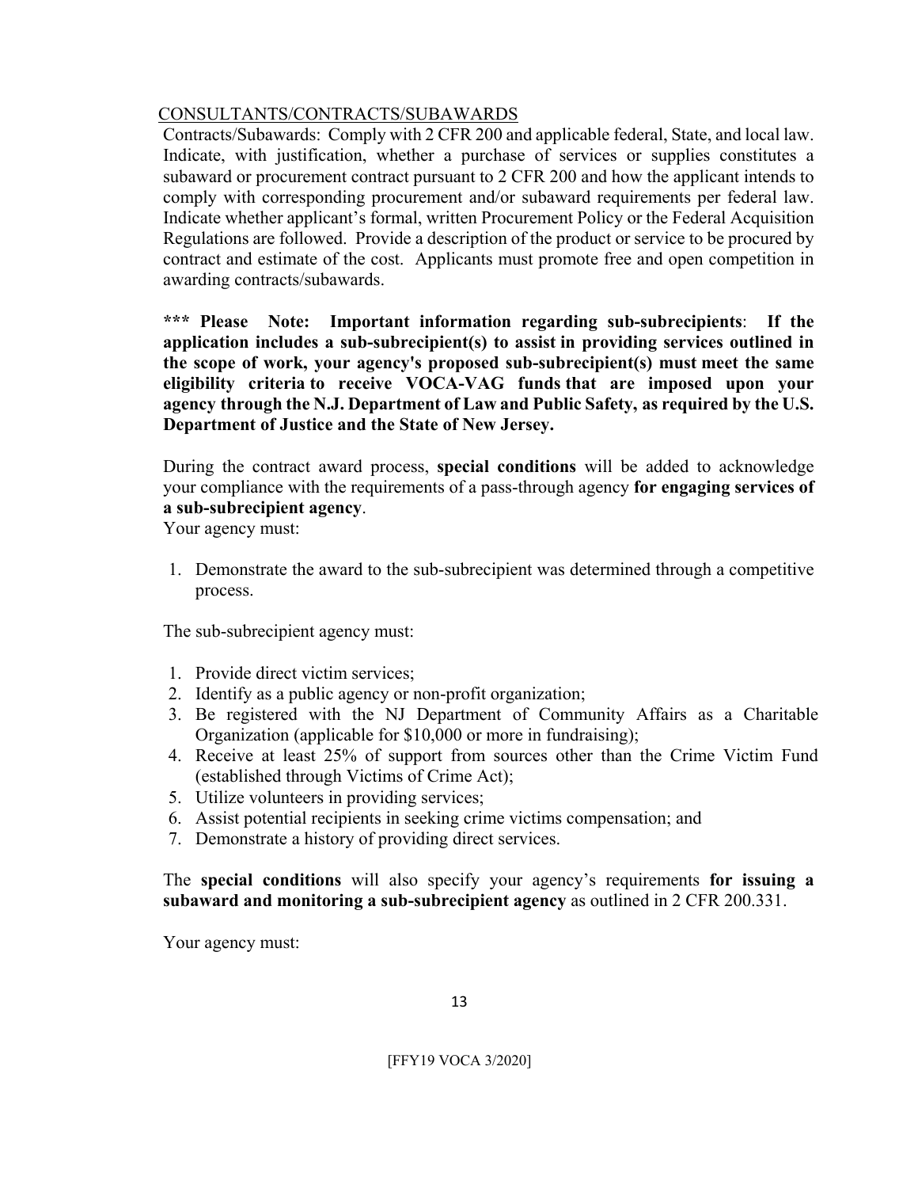## CONSULTANTS/CONTRACTS/SUBAWARDS

Contracts/Subawards: Comply with 2 CFR 200 and applicable federal, State, and local law. Indicate, with justification, whether a purchase of services or supplies constitutes a subaward or procurement contract pursuant to 2 CFR 200 and how the applicant intends to comply with corresponding procurement and/or subaward requirements per federal law. Indicate whether applicant's formal, written Procurement Policy or the Federal Acquisition Regulations are followed. Provide a description of the product or service to be procured by contract and estimate of the cost. Applicants must promote free and open competition in awarding contracts/subawards.

**\*\*\* Please Note: Important information regarding sub-subrecipients**: **If the application includes a sub-subrecipient(s) to assist in providing services outlined in the scope of work, your agency's proposed sub-subrecipient(s) must meet the same eligibility criteria to receive VOCA-VAG funds that are imposed upon your agency through the N.J. Department of Law and Public Safety, as required by the U.S. Department of Justice and the State of New Jersey.**

During the contract award process, **special conditions** will be added to acknowledge your compliance with the requirements of a pass-through agency **for engaging services of a sub-subrecipient agency**.

Your agency must:

1. Demonstrate the award to the sub-subrecipient was determined through a competitive process.

The sub-subrecipient agency must:

1. Provide direct victim services;
2. Identify as a public agency or non-profit organization;
3. Be registered with the NJ Department of Community Affairs as a Charitable Organization (applicable for $10,000 or more in fundraising);
4. Receive at least 25% of support from sources other than the Crime Victim Fund (established through Victims of Crime Act);
5. Utilize volunteers in providing services;
6. Assist potential recipients in seeking crime victims compensation; and
7. Demonstrate a history of providing direct services.

The **special conditions** will also specify your agency's requirements **for issuing a subaward and monitoring a sub-subrecipient agency** as outlined in 2 CFR 200.331.

Your agency must: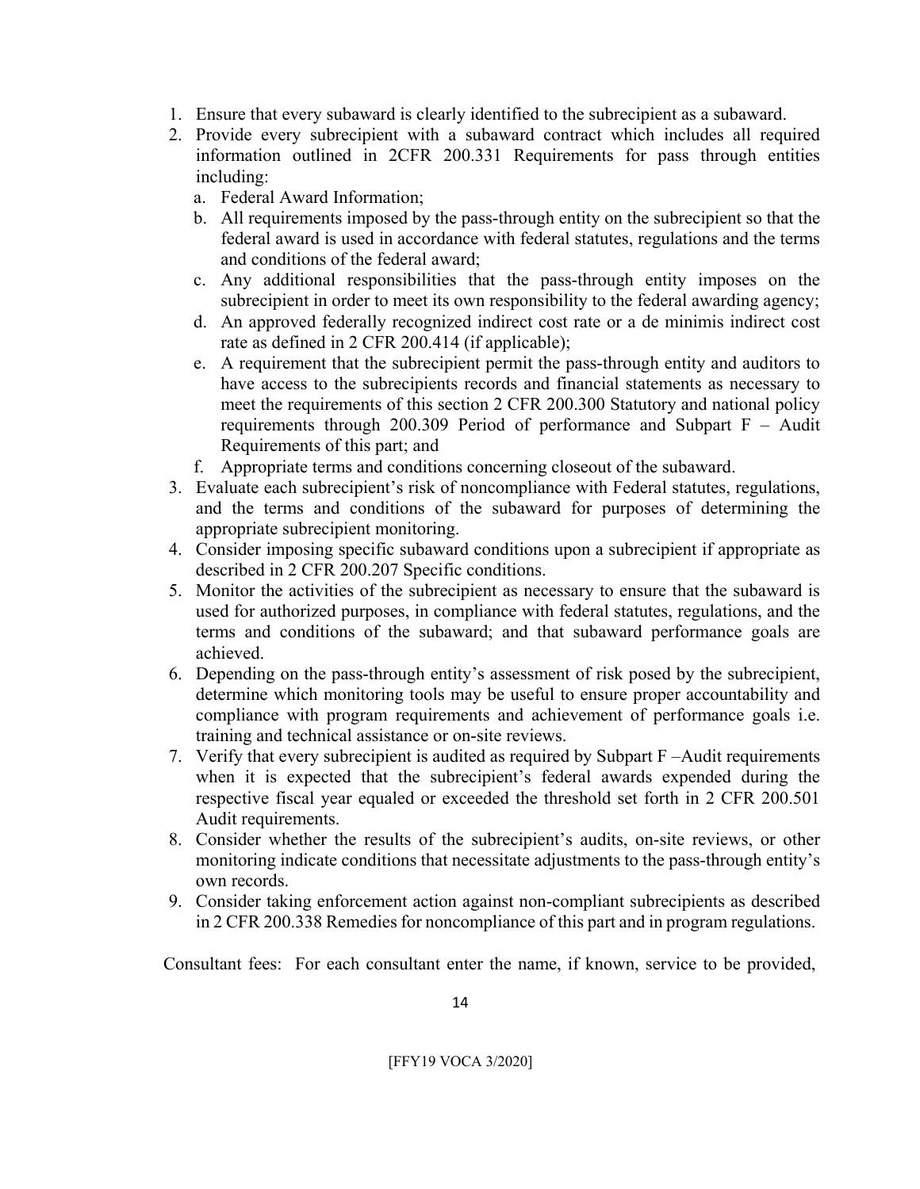1. Ensure that every subaward is clearly identified to the subrecipient as a subaward.
2. Provide every subrecipient with a subaward contract which includes all required information outlined in 2CFR 200.331 Requirements for pass through entities including:
   a. Federal Award Information;
   b. All requirements imposed by the pass-through entity on the subrecipient so that the federal award is used in accordance with federal statutes, regulations and the terms and conditions of the federal award;
   c. Any additional responsibilities that the pass-through entity imposes on the subrecipient in order to meet its own responsibility to the federal awarding agency;
   d. An approved federally recognized indirect cost rate or a de minimis indirect cost rate as defined in 2 CFR 200.414 (if applicable);
   e. A requirement that the subrecipient permit the pass-through entity and auditors to have access to the subrecipients records and financial statements as necessary to meet the requirements of this section 2 CFR 200.300 Statutory and national policy requirements through 200.309 Period of performance and Subpart F – Audit Requirements of this part; and
   f. Appropriate terms and conditions concerning closeout of the subaward.
3. Evaluate each subrecipient's risk of noncompliance with Federal statutes, regulations, and the terms and conditions of the subaward for purposes of determining the appropriate subrecipient monitoring.
4. Consider imposing specific subaward conditions upon a subrecipient if appropriate as described in 2 CFR 200.207 Specific conditions.
5. Monitor the activities of the subrecipient as necessary to ensure that the subaward is used for authorized purposes, in compliance with federal statutes, regulations, and the terms and conditions of the subaward; and that subaward performance goals are achieved.
6. Depending on the pass-through entity's assessment of risk posed by the subrecipient, determine which monitoring tools may be useful to ensure proper accountability and compliance with program requirements and achievement of performance goals i.e. training and technical assistance or on-site reviews.
7. Verify that every subrecipient is audited as required by Subpart F –Audit requirements when it is expected that the subrecipient's federal awards expended during the respective fiscal year equaled or exceeded the threshold set forth in 2 CFR 200.501 Audit requirements.
8. Consider whether the results of the subrecipient's audits, on-site reviews, or other monitoring indicate conditions that necessitate adjustments to the pass-through entity's own records.
9. Consider taking enforcement action against non-compliant subrecipients as described in 2 CFR 200.338 Remedies for noncompliance of this part and in program regulations.

Consultant fees: For each consultant enter the name, if known, service to be provided,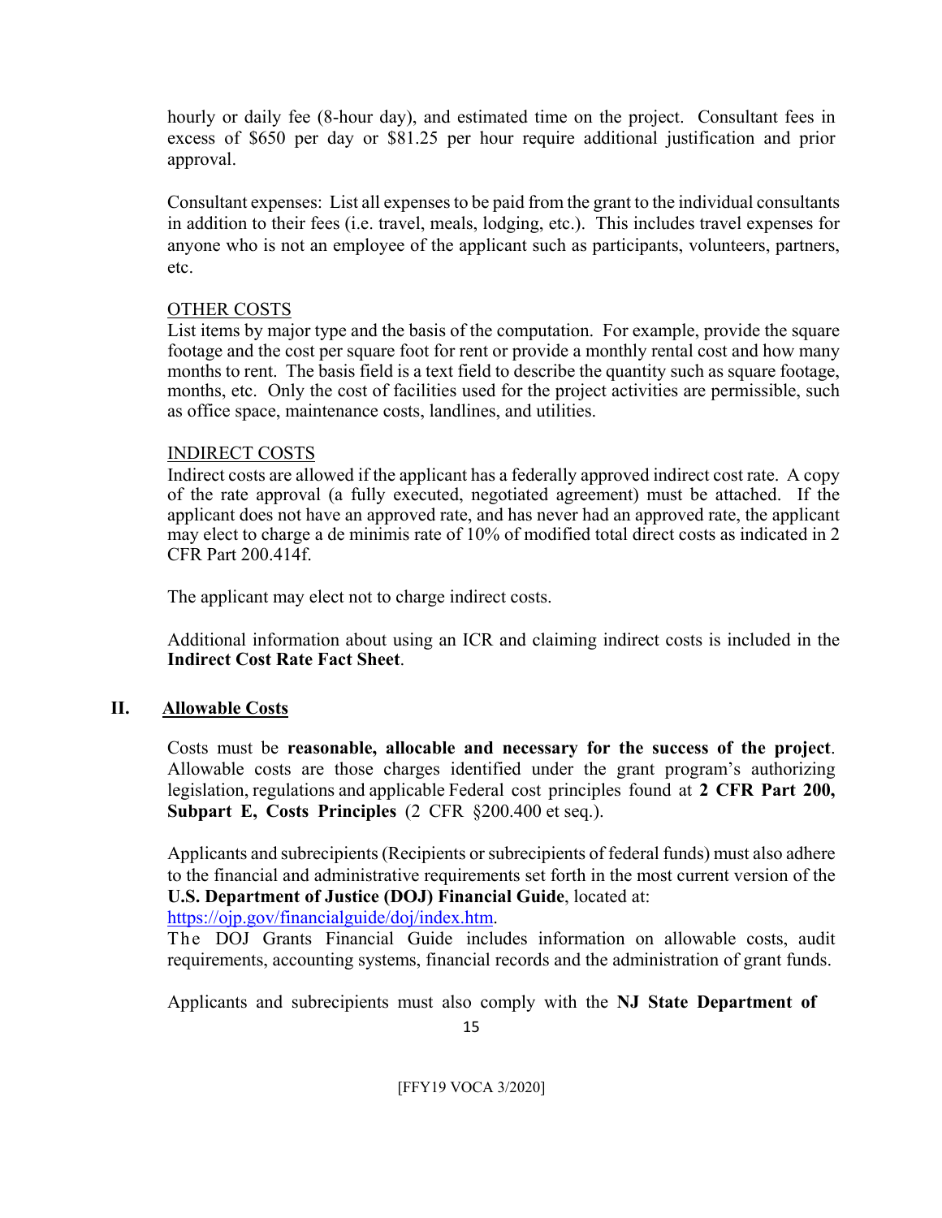hourly or daily fee (8-hour day), and estimated time on the project. Consultant fees in excess of $650 per day or $81.25 per hour require additional justification and prior approval.

Consultant expenses: List all expenses to be paid from the grant to the individual consultants in addition to their fees (i.e. travel, meals, lodging, etc.). This includes travel expenses for anyone who is not an employee of the applicant such as participants, volunteers, partners, etc.

<u>OTHER COSTS</u>
List items by major type and the basis of the computation. For example, provide the square footage and the cost per square foot for rent or provide a monthly rental cost and how many months to rent. The basis field is a text field to describe the quantity such as square footage, months, etc. Only the cost of facilities used for the project activities are permissible, such as office space, maintenance costs, landlines, and utilities.

<u>INDIRECT COSTS</u>
Indirect costs are allowed if the applicant has a federally approved indirect cost rate. A copy of the rate approval (a fully executed, negotiated agreement) must be attached. If the applicant does not have an approved rate, and has never had an approved rate, the applicant may elect to charge a de minimis rate of 10% of modified total direct costs as indicated in 2 CFR Part 200.414f.

The applicant may elect not to charge indirect costs.

Additional information about using an ICR and claiming indirect costs is included in the **Indirect Cost Rate Fact Sheet**.

## II. <u>Allowable Costs</u>

Costs must be **reasonable, allocable and necessary for the success of the project**. Allowable costs are those charges identified under the grant program's authorizing legislation, regulations and applicable Federal cost principles found at **2 CFR Part 200, Subpart E, Costs Principles** (2 CFR §200.400 et seq.).

Applicants and subrecipients (Recipients or subrecipients of federal funds) must also adhere to the financial and administrative requirements set forth in the most current version of the **U.S. Department of Justice (DOJ) Financial Guide**, located at: [https://ojp.gov/financialguide/doj/index.htm](https://ojp.gov/financialguide/doj/index.htm).
The DOJ Grants Financial Guide includes information on allowable costs, audit requirements, accounting systems, financial records and the administration of grant funds.

Applicants and subrecipients must also comply with the **NJ State Department of**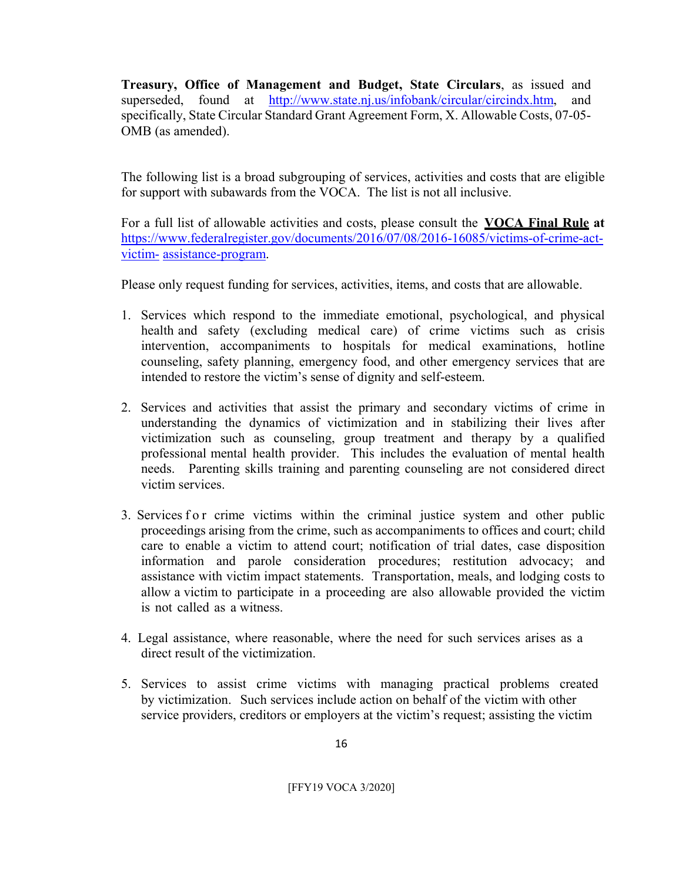**Treasury, Office of Management and Budget, State Circulars**, as issued and superseded, found at http://www.state.nj.us/infobank/circular/circindx.htm, and specifically, State Circular Standard Grant Agreement Form, X. Allowable Costs, 07-05-OMB (as amended).

The following list is a broad subgrouping of services, activities and costs that are eligible for support with subawards from the VOCA. The list is not all inclusive.

For a full list of allowable activities and costs, please consult the **VOCA Final Rule at** https://www.federalregister.gov/documents/2016/07/08/2016-16085/victims-of-crime-act-victim- assistance-program.

Please only request funding for services, activities, items, and costs that are allowable.

1. Services which respond to the immediate emotional, psychological, and physical health and safety (excluding medical care) of crime victims such as crisis intervention, accompaniments to hospitals for medical examinations, hotline counseling, safety planning, emergency food, and other emergency services that are intended to restore the victim's sense of dignity and self-esteem.

2. Services and activities that assist the primary and secondary victims of crime in understanding the dynamics of victimization and in stabilizing their lives after victimization such as counseling, group treatment and therapy by a qualified professional mental health provider. This includes the evaluation of mental health needs. Parenting skills training and parenting counseling are not considered direct victim services.

3. Services for crime victims within the criminal justice system and other public proceedings arising from the crime, such as accompaniments to offices and court; child care to enable a victim to attend court; notification of trial dates, case disposition information and parole consideration procedures; restitution advocacy; and assistance with victim impact statements. Transportation, meals, and lodging costs to allow a victim to participate in a proceeding are also allowable provided the victim is not called as a witness.

4. Legal assistance, where reasonable, where the need for such services arises as a direct result of the victimization.

5. Services to assist crime victims with managing practical problems created by victimization. Such services include action on behalf of the victim with other service providers, creditors or employers at the victim's request; assisting the victim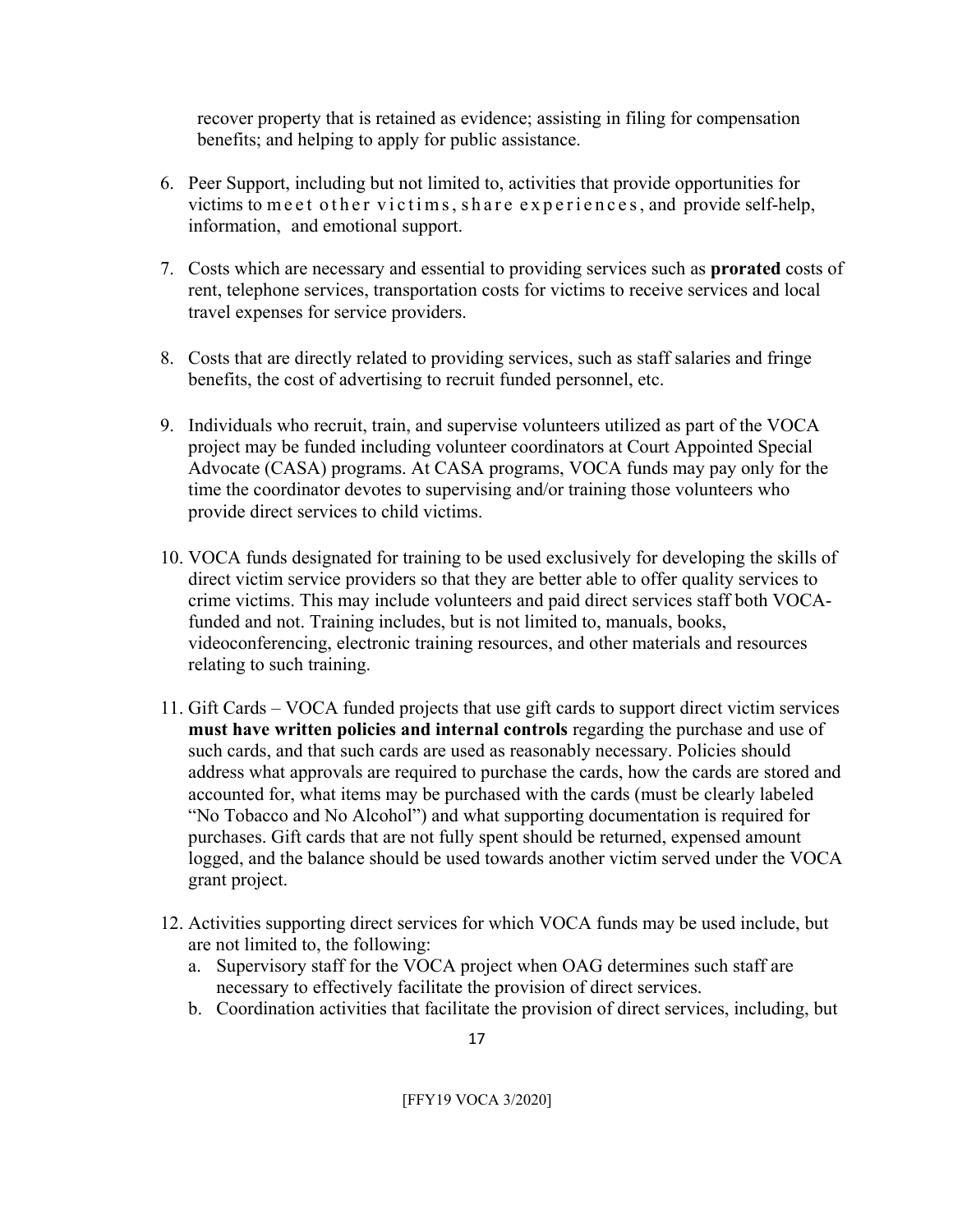recover property that is retained as evidence; assisting in filing for compensation benefits; and helping to apply for public assistance.

6. Peer Support, including but not limited to, activities that provide opportunities for victims to meet other victims, share experiences, and provide self-help, information, and emotional support.

7. Costs which are necessary and essential to providing services such as **prorated** costs of rent, telephone services, transportation costs for victims to receive services and local travel expenses for service providers.

8. Costs that are directly related to providing services, such as staff salaries and fringe benefits, the cost of advertising to recruit funded personnel, etc.

9. Individuals who recruit, train, and supervise volunteers utilized as part of the VOCA project may be funded including volunteer coordinators at Court Appointed Special Advocate (CASA) programs. At CASA programs, VOCA funds may pay only for the time the coordinator devotes to supervising and/or training those volunteers who provide direct services to child victims.

10. VOCA funds designated for training to be used exclusively for developing the skills of direct victim service providers so that they are better able to offer quality services to crime victims. This may include volunteers and paid direct services staff both VOCA-funded and not. Training includes, but is not limited to, manuals, books, videoconferencing, electronic training resources, and other materials and resources relating to such training.

11. Gift Cards – VOCA funded projects that use gift cards to support direct victim services **must have written policies and internal controls** regarding the purchase and use of such cards, and that such cards are used as reasonably necessary. Policies should address what approvals are required to purchase the cards, how the cards are stored and accounted for, what items may be purchased with the cards (must be clearly labeled "No Tobacco and No Alcohol") and what supporting documentation is required for purchases. Gift cards that are not fully spent should be returned, expensed amount logged, and the balance should be used towards another victim served under the VOCA grant project.

12. Activities supporting direct services for which VOCA funds may be used include, but are not limited to, the following:
    a. Supervisory staff for the VOCA project when OAG determines such staff are necessary to effectively facilitate the provision of direct services.
    b. Coordination activities that facilitate the provision of direct services, including, but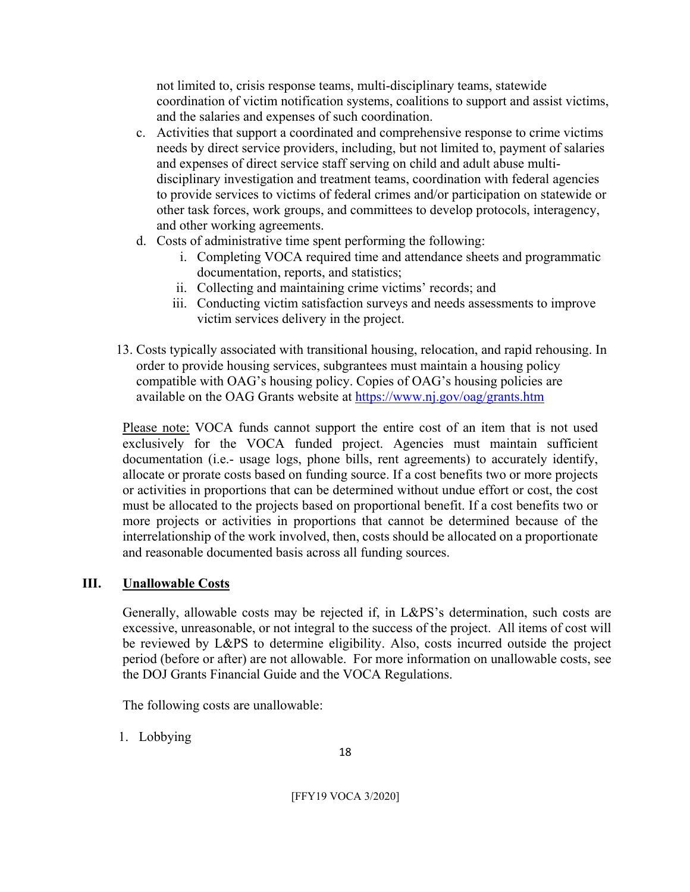not limited to, crisis response teams, multi-disciplinary teams, statewide coordination of victim notification systems, coalitions to support and assist victims, and the salaries and expenses of such coordination.

c. Activities that support a coordinated and comprehensive response to crime victims needs by direct service providers, including, but not limited to, payment of salaries and expenses of direct service staff serving on child and adult abuse multi-disciplinary investigation and treatment teams, coordination with federal agencies to provide services to victims of federal crimes and/or participation on statewide or other task forces, work groups, and committees to develop protocols, interagency, and other working agreements.
d. Costs of administrative time spent performing the following:
   i. Completing VOCA required time and attendance sheets and programmatic documentation, reports, and statistics;
   ii. Collecting and maintaining crime victims' records; and
   iii. Conducting victim satisfaction surveys and needs assessments to improve victim services delivery in the project.

13. Costs typically associated with transitional housing, relocation, and rapid rehousing. In order to provide housing services, subgrantees must maintain a housing policy compatible with OAG's housing policy. Copies of OAG's housing policies are available on the OAG Grants website at https://www.nj.gov/oag/grants.htm

Please note: VOCA funds cannot support the entire cost of an item that is not used exclusively for the VOCA funded project. Agencies must maintain sufficient documentation (i.e.- usage logs, phone bills, rent agreements) to accurately identify, allocate or prorate costs based on funding source. If a cost benefits two or more projects or activities in proportions that can be determined without undue effort or cost, the cost must be allocated to the projects based on proportional benefit. If a cost benefits two or more projects or activities in proportions that cannot be determined because of the interrelationship of the work involved, then, costs should be allocated on a proportionate and reasonable documented basis across all funding sources.

## III. Unallowable Costs

Generally, allowable costs may be rejected if, in L&PS's determination, such costs are excessive, unreasonable, or not integral to the success of the project. All items of cost will be reviewed by L&PS to determine eligibility. Also, costs incurred outside the project period (before or after) are not allowable. For more information on unallowable costs, see the DOJ Grants Financial Guide and the VOCA Regulations.

The following costs are unallowable:

1. Lobbying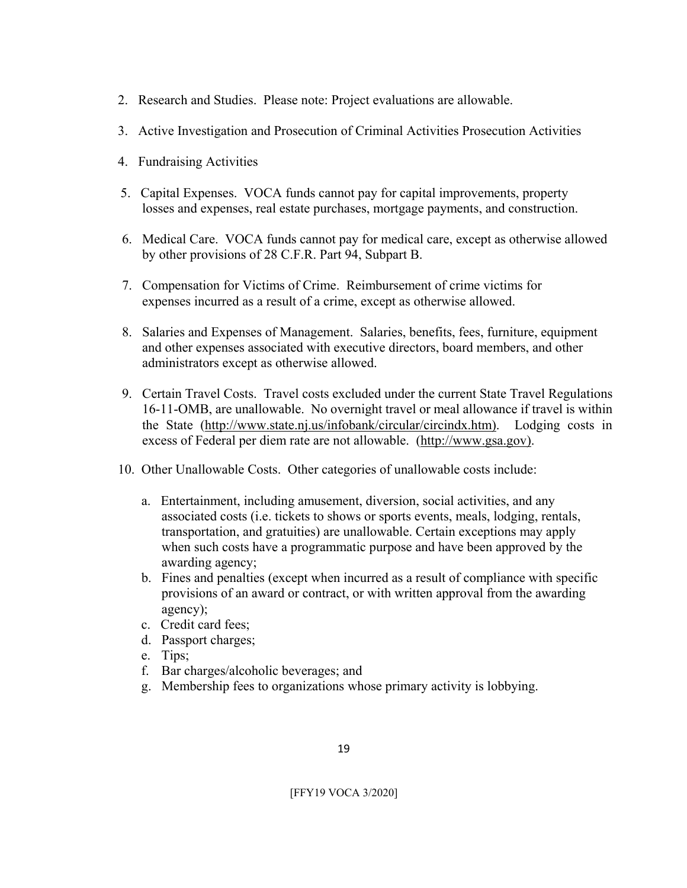2. Research and Studies. Please note: Project evaluations are allowable.

3. Active Investigation and Prosecution of Criminal Activities Prosecution Activities

4. Fundraising Activities

5. Capital Expenses. VOCA funds cannot pay for capital improvements, property losses and expenses, real estate purchases, mortgage payments, and construction.

6. Medical Care. VOCA funds cannot pay for medical care, except as otherwise allowed by other provisions of 28 C.F.R. Part 94, Subpart B.

7. Compensation for Victims of Crime. Reimbursement of crime victims for expenses incurred as a result of a crime, except as otherwise allowed.

8. Salaries and Expenses of Management. Salaries, benefits, fees, furniture, equipment and other expenses associated with executive directors, board members, and other administrators except as otherwise allowed.

9. Certain Travel Costs. Travel costs excluded under the current State Travel Regulations 16-11-OMB, are unallowable. No overnight travel or meal allowance if travel is within the State (http://www.state.nj.us/infobank/circular/circindx.htm). Lodging costs in excess of Federal per diem rate are not allowable. (http://www.gsa.gov).

10. Other Unallowable Costs. Other categories of unallowable costs include:

    a. Entertainment, including amusement, diversion, social activities, and any associated costs (i.e. tickets to shows or sports events, meals, lodging, rentals, transportation, and gratuities) are unallowable. Certain exceptions may apply when such costs have a programmatic purpose and have been approved by the awarding agency;
    b. Fines and penalties (except when incurred as a result of compliance with specific provisions of an award or contract, or with written approval from the awarding agency);
    c. Credit card fees;
    d. Passport charges;
    e. Tips;
    f. Bar charges/alcoholic beverages; and
    g. Membership fees to organizations whose primary activity is lobbying.

[FFY19 VOCA 3/2020]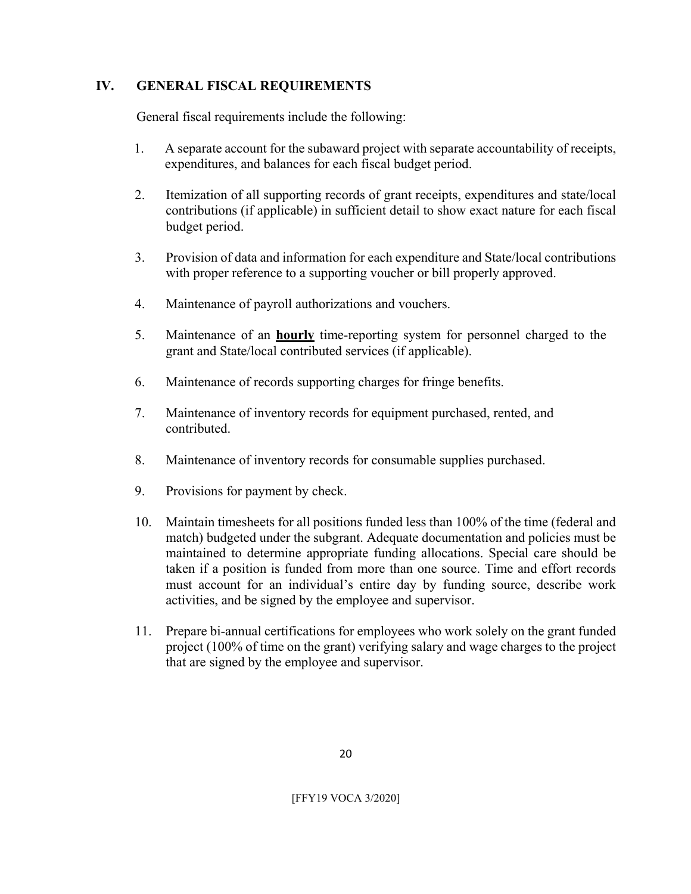## IV. GENERAL FISCAL REQUIREMENTS

General fiscal requirements include the following:

1. A separate account for the subaward project with separate accountability of receipts, expenditures, and balances for each fiscal budget period.

2. Itemization of all supporting records of grant receipts, expenditures and state/local contributions (if applicable) in sufficient detail to show exact nature for each fiscal budget period.

3. Provision of data and information for each expenditure and State/local contributions with proper reference to a supporting voucher or bill properly approved.

4. Maintenance of payroll authorizations and vouchers.

5. Maintenance of an **hourly** time-reporting system for personnel charged to the grant and State/local contributed services (if applicable).

6. Maintenance of records supporting charges for fringe benefits.

7. Maintenance of inventory records for equipment purchased, rented, and contributed.

8. Maintenance of inventory records for consumable supplies purchased.

9. Provisions for payment by check.

10. Maintain timesheets for all positions funded less than 100% of the time (federal and match) budgeted under the subgrant. Adequate documentation and policies must be maintained to determine appropriate funding allocations. Special care should be taken if a position is funded from more than one source. Time and effort records must account for an individual's entire day by funding source, describe work activities, and be signed by the employee and supervisor.

11. Prepare bi-annual certifications for employees who work solely on the grant funded project (100% of time on the grant) verifying salary and wage charges to the project that are signed by the employee and supervisor.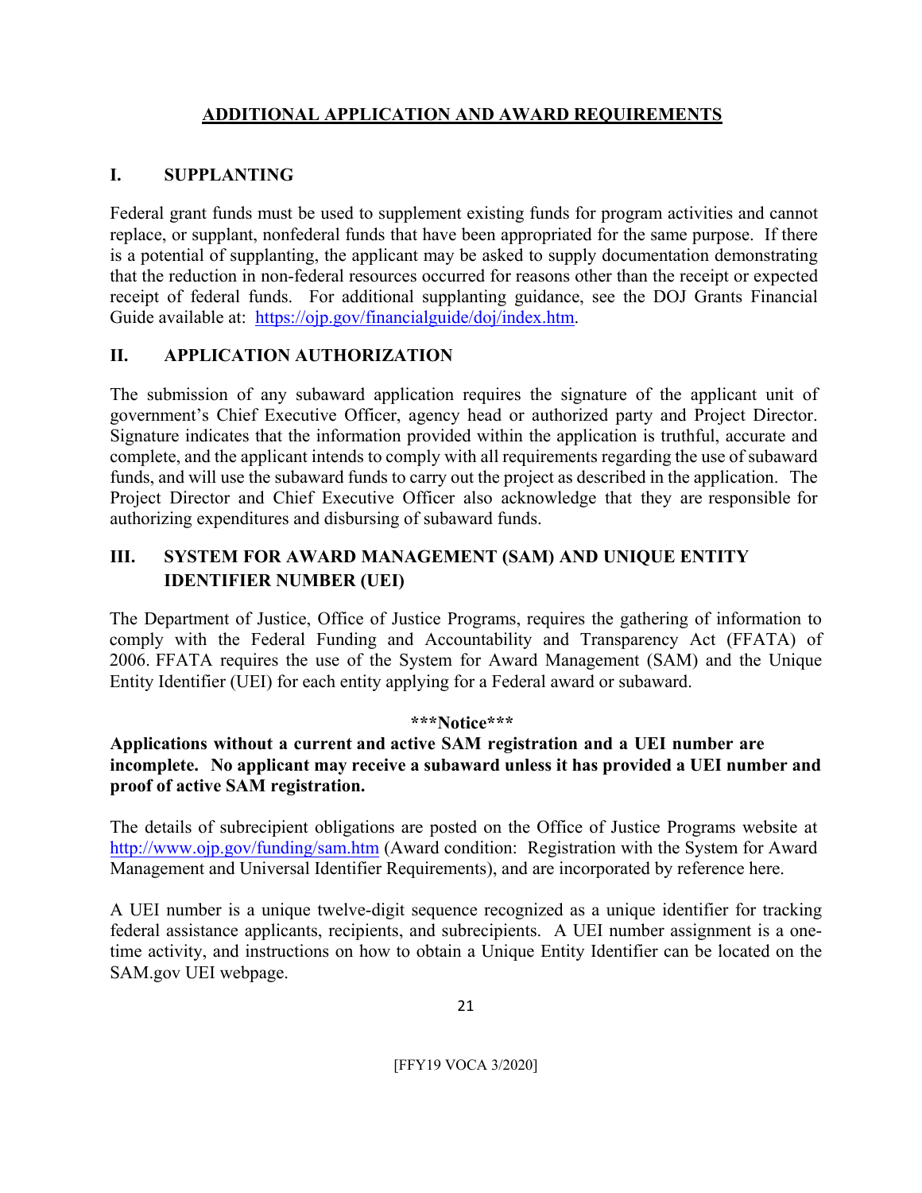## ADDITIONAL APPLICATION AND AWARD REQUIREMENTS

### I. SUPPLANTING

Federal grant funds must be used to supplement existing funds for program activities and cannot replace, or supplant, nonfederal funds that have been appropriated for the same purpose. If there is a potential of supplanting, the applicant may be asked to supply documentation demonstrating that the reduction in non-federal resources occurred for reasons other than the receipt or expected receipt of federal funds. For additional supplanting guidance, see the DOJ Grants Financial Guide available at: https://ojp.gov/financialguide/doj/index.htm.

### II. APPLICATION AUTHORIZATION

The submission of any subaward application requires the signature of the applicant unit of government's Chief Executive Officer, agency head or authorized party and Project Director. Signature indicates that the information provided within the application is truthful, accurate and complete, and the applicant intends to comply with all requirements regarding the use of subaward funds, and will use the subaward funds to carry out the project as described in the application. The Project Director and Chief Executive Officer also acknowledge that they are responsible for authorizing expenditures and disbursing of subaward funds.

### III. SYSTEM FOR AWARD MANAGEMENT (SAM) AND UNIQUE ENTITY IDENTIFIER NUMBER (UEI)

The Department of Justice, Office of Justice Programs, requires the gathering of information to comply with the Federal Funding and Accountability and Transparency Act (FFATA) of 2006. FFATA requires the use of the System for Award Management (SAM) and the Unique Entity Identifier (UEI) for each entity applying for a Federal award or subaward.

**\*\*\*Notice\*\*\***

**Applications without a current and active SAM registration and a UEI number are incomplete. No applicant may receive a subaward unless it has provided a UEI number and proof of active SAM registration.**

The details of subrecipient obligations are posted on the Office of Justice Programs website at http://www.ojp.gov/funding/sam.htm (Award condition: Registration with the System for Award Management and Universal Identifier Requirements), and are incorporated by reference here.

A UEI number is a unique twelve-digit sequence recognized as a unique identifier for tracking federal assistance applicants, recipients, and subrecipients. A UEI number assignment is a one-time activity, and instructions on how to obtain a Unique Entity Identifier can be located on the SAM.gov UEI webpage.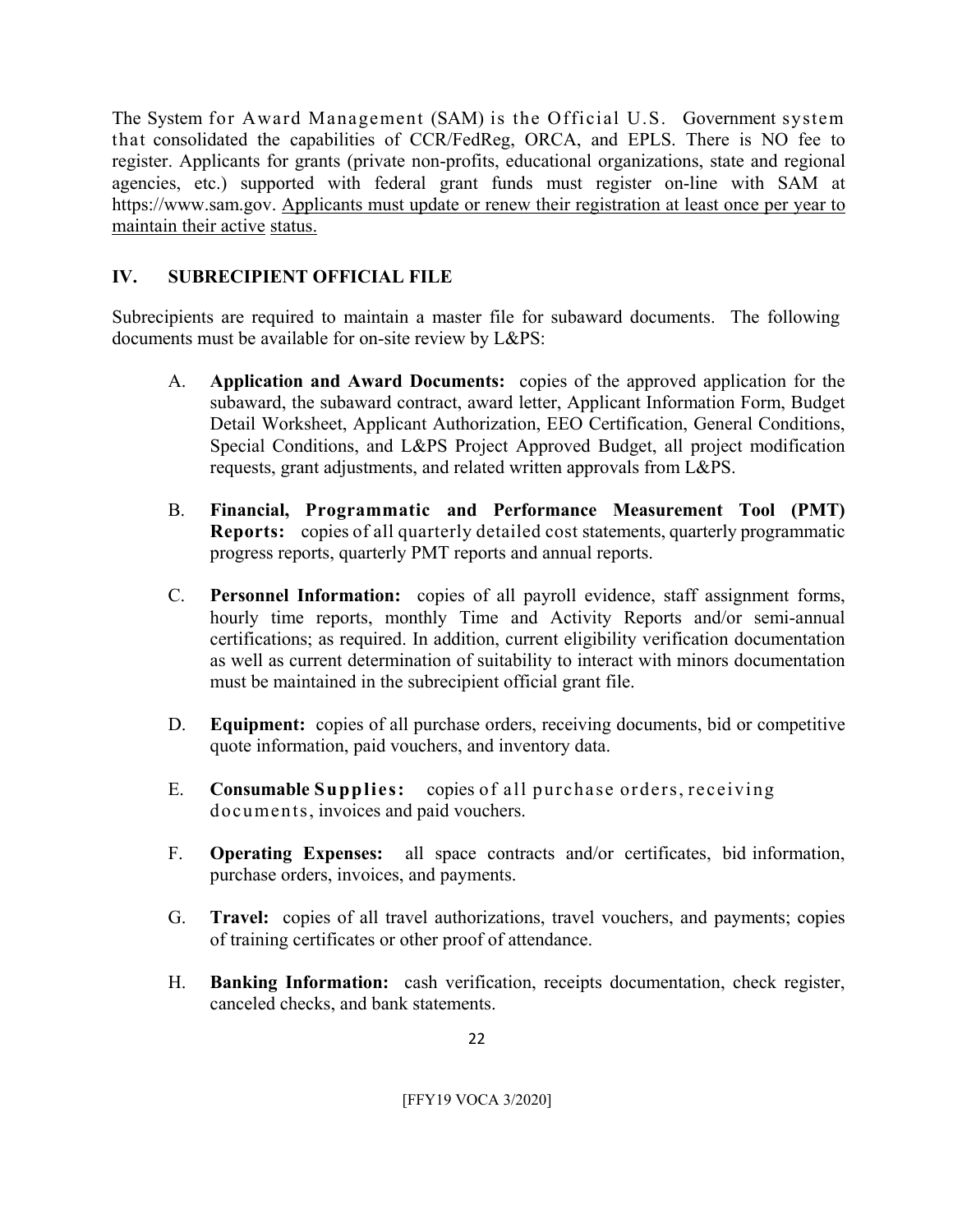The System for Award Management (SAM) is the Official U.S. Government system that consolidated the capabilities of CCR/FedReg, ORCA, and EPLS. There is NO fee to register. Applicants for grants (private non-profits, educational organizations, state and regional agencies, etc.) supported with federal grant funds must register on-line with SAM at https://www.sam.gov. <u>Applicants must update or renew their registration at least once per year to maintain their active status.</u>

## IV. SUBRECIPIENT OFFICIAL FILE

Subrecipients are required to maintain a master file for subaward documents. The following documents must be available for on-site review by L&PS:

A. **Application and Award Documents:** copies of the approved application for the subaward, the subaward contract, award letter, Applicant Information Form, Budget Detail Worksheet, Applicant Authorization, EEO Certification, General Conditions, Special Conditions, and L&PS Project Approved Budget, all project modification requests, grant adjustments, and related written approvals from L&PS.

B. **Financial, Programmatic and Performance Measurement Tool (PMT) Reports:** copies of all quarterly detailed cost statements, quarterly programmatic progress reports, quarterly PMT reports and annual reports.

C. **Personnel Information:** copies of all payroll evidence, staff assignment forms, hourly time reports, monthly Time and Activity Reports and/or semi-annual certifications; as required. In addition, current eligibility verification documentation as well as current determination of suitability to interact with minors documentation must be maintained in the subrecipient official grant file.

D. **Equipment:** copies of all purchase orders, receiving documents, bid or competitive quote information, paid vouchers, and inventory data.

E. **Consumable Supplies:** copies of all purchase orders, receiving documents, invoices and paid vouchers.

F. **Operating Expenses:** all space contracts and/or certificates, bid information, purchase orders, invoices, and payments.

G. **Travel:** copies of all travel authorizations, travel vouchers, and payments; copies of training certificates or other proof of attendance.

H. **Banking Information:** cash verification, receipts documentation, check register, canceled checks, and bank statements.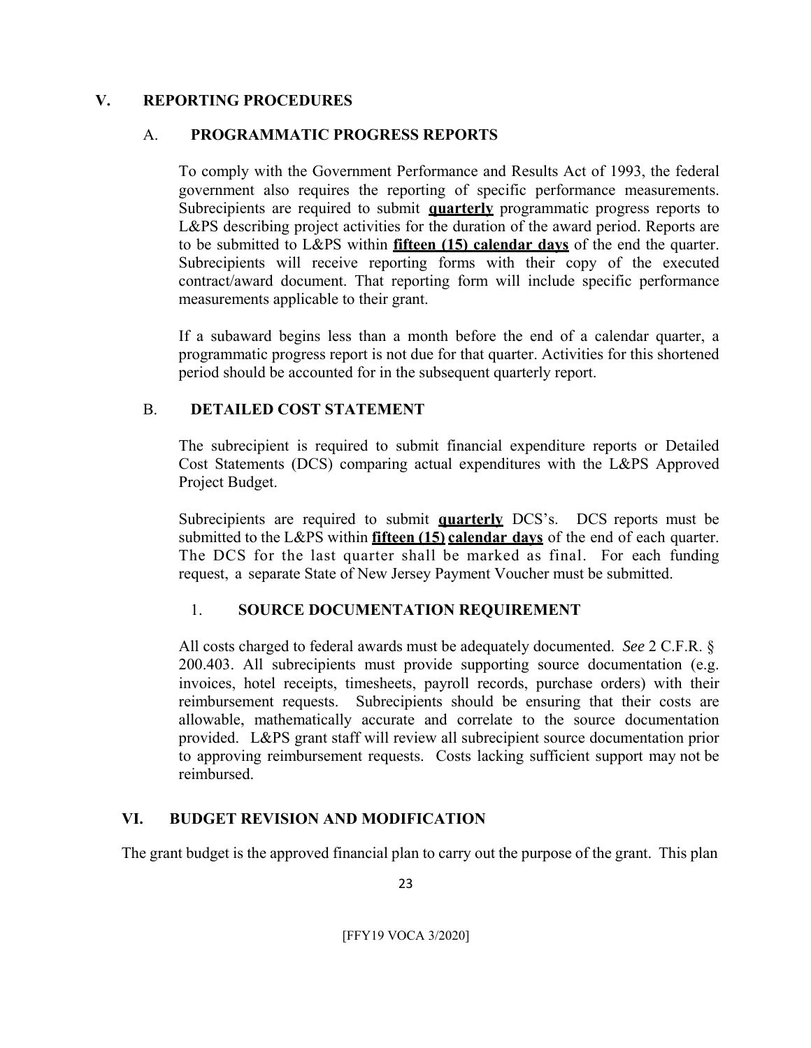## V. REPORTING PROCEDURES

### A. PROGRAMMATIC PROGRESS REPORTS

To comply with the Government Performance and Results Act of 1993, the federal government also requires the reporting of specific performance measurements. Subrecipients are required to submit **quarterly** programmatic progress reports to L&PS describing project activities for the duration of the award period. Reports are to be submitted to L&PS within **fifteen (15) calendar days** of the end the quarter. Subrecipients will receive reporting forms with their copy of the executed contract/award document. That reporting form will include specific performance measurements applicable to their grant.

If a subaward begins less than a month before the end of a calendar quarter, a programmatic progress report is not due for that quarter. Activities for this shortened period should be accounted for in the subsequent quarterly report.

### B. DETAILED COST STATEMENT

The subrecipient is required to submit financial expenditure reports or Detailed Cost Statements (DCS) comparing actual expenditures with the L&PS Approved Project Budget.

Subrecipients are required to submit **quarterly** DCS's. DCS reports must be submitted to the L&PS within **fifteen (15) calendar days** of the end of each quarter. The DCS for the last quarter shall be marked as final. For each funding request, a separate State of New Jersey Payment Voucher must be submitted.

#### 1. SOURCE DOCUMENTATION REQUIREMENT

All costs charged to federal awards must be adequately documented. *See* 2 C.F.R. § 200.403. All subrecipients must provide supporting source documentation (e.g. invoices, hotel receipts, timesheets, payroll records, purchase orders) with their reimbursement requests. Subrecipients should be ensuring that their costs are allowable, mathematically accurate and correlate to the source documentation provided. L&PS grant staff will review all subrecipient source documentation prior to approving reimbursement requests. Costs lacking sufficient support may not be reimbursed.

## VI. BUDGET REVISION AND MODIFICATION

The grant budget is the approved financial plan to carry out the purpose of the grant. This plan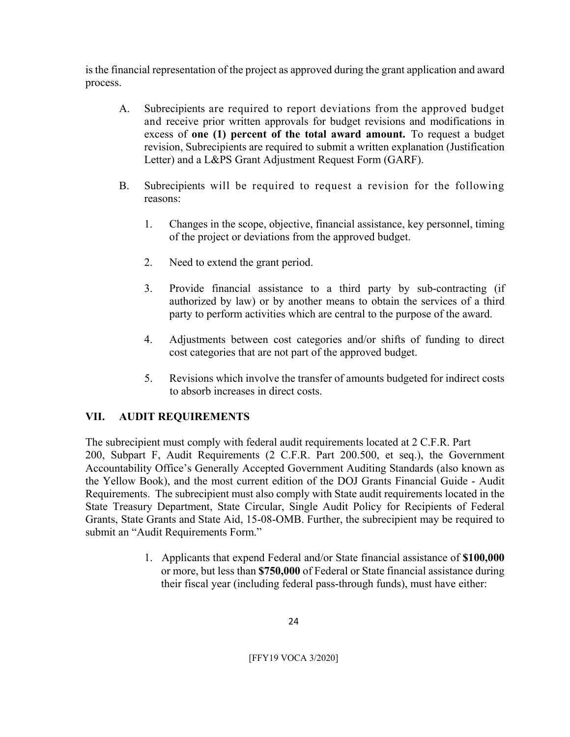is the financial representation of the project as approved during the grant application and award process.

A. Subrecipients are required to report deviations from the approved budget and receive prior written approvals for budget revisions and modifications in excess of **one (1) percent of the total award amount.** To request a budget revision, Subrecipients are required to submit a written explanation (Justification Letter) and a L&PS Grant Adjustment Request Form (GARF).

B. Subrecipients will be required to request a revision for the following reasons:

1. Changes in the scope, objective, financial assistance, key personnel, timing of the project or deviations from the approved budget.
2. Need to extend the grant period.
3. Provide financial assistance to a third party by sub-contracting (if authorized by law) or by another means to obtain the services of a third party to perform activities which are central to the purpose of the award.
4. Adjustments between cost categories and/or shifts of funding to direct cost categories that are not part of the approved budget.
5. Revisions which involve the transfer of amounts budgeted for indirect costs to absorb increases in direct costs.

## VII. AUDIT REQUIREMENTS

The subrecipient must comply with federal audit requirements located at 2 C.F.R. Part 200, Subpart F, Audit Requirements (2 C.F.R. Part 200.500, et seq.), the Government Accountability Office's Generally Accepted Government Auditing Standards (also known as the Yellow Book), and the most current edition of the DOJ Grants Financial Guide - Audit Requirements. The subrecipient must also comply with State audit requirements located in the State Treasury Department, State Circular, Single Audit Policy for Recipients of Federal Grants, State Grants and State Aid, 15-08-OMB. Further, the subrecipient may be required to submit an "Audit Requirements Form."

1. Applicants that expend Federal and/or State financial assistance of **$100,000** or more, but less than **$750,000** of Federal or State financial assistance during their fiscal year (including federal pass-through funds), must have either: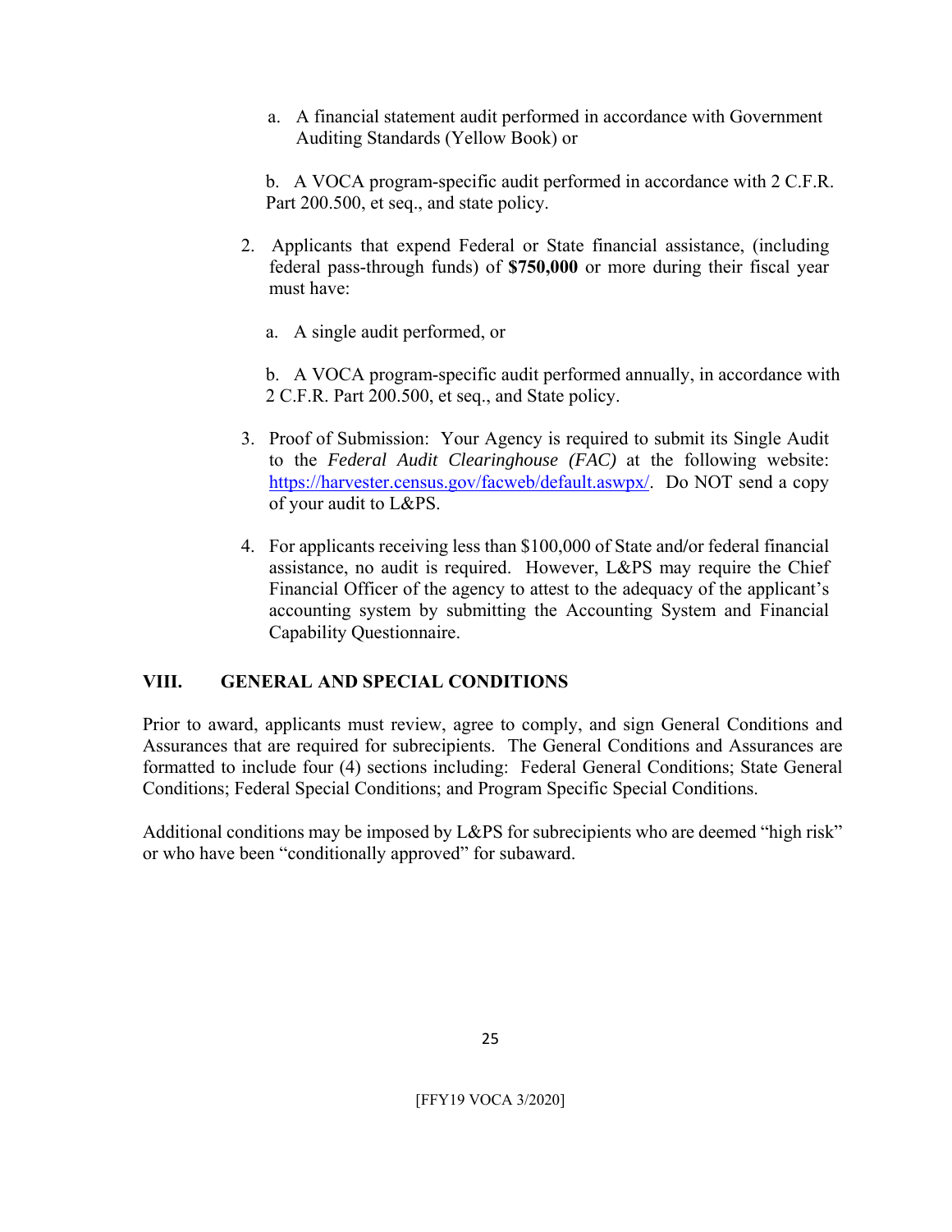a. A financial statement audit performed in accordance with Government Auditing Standards (Yellow Book) or

   b. A VOCA program-specific audit performed in accordance with 2 C.F.R. Part 200.500, et seq., and state policy.

2. Applicants that expend Federal or State financial assistance, (including federal pass-through funds) of **$750,000** or more during their fiscal year must have:

   a. A single audit performed, or

   b. A VOCA program-specific audit performed annually, in accordance with 2 C.F.R. Part 200.500, et seq., and State policy.

3. Proof of Submission: Your Agency is required to submit its Single Audit to the *Federal Audit Clearinghouse (FAC)* at the following website: https://harvester.census.gov/facweb/default.aswpx/. Do NOT send a copy of your audit to L&PS.

4. For applicants receiving less than $100,000 of State and/or federal financial assistance, no audit is required. However, L&PS may require the Chief Financial Officer of the agency to attest to the adequacy of the applicant's accounting system by submitting the Accounting System and Financial Capability Questionnaire.

## VIII. GENERAL AND SPECIAL CONDITIONS

Prior to award, applicants must review, agree to comply, and sign General Conditions and Assurances that are required for subrecipients. The General Conditions and Assurances are formatted to include four (4) sections including: Federal General Conditions; State General Conditions; Federal Special Conditions; and Program Specific Special Conditions.

Additional conditions may be imposed by L&PS for subrecipients who are deemed "high risk" or who have been "conditionally approved" for subaward.